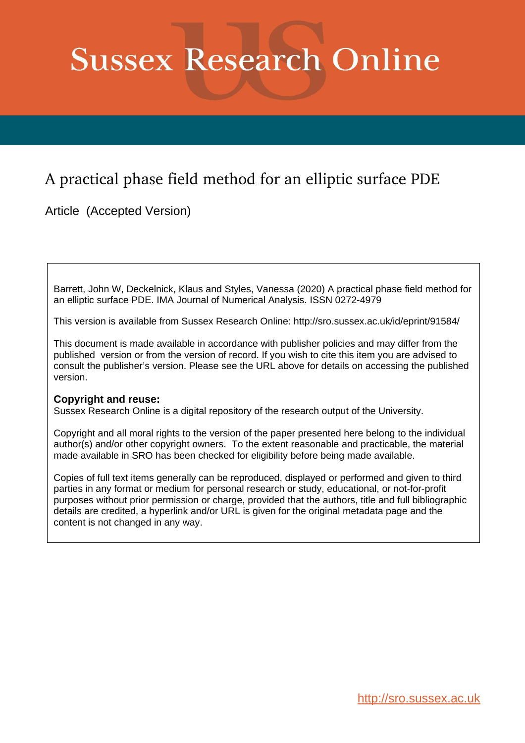# Sussex Research Online

## A practical phase field method for an elliptic surface PDE

Article (Accepted Version)

Barrett, John W, Deckelnick, Klaus and Styles, Vanessa (2020) A practical phase field method for an elliptic surface PDE. IMA Journal of Numerical Analysis. ISSN 0272-4979

This version is available from Sussex Research Online: http://sro.sussex.ac.uk/id/eprint/91584/

This document is made available in accordance with publisher policies and may differ from the published version or from the version of record. If you wish to cite this item you are advised to consult the publisher's version. Please see the URL above for details on accessing the published version.

**Copyright and reuse:**
Sussex Research Online is a digital repository of the research output of the University.

Copyright and all moral rights to the version of the paper presented here belong to the individual author(s) and/or other copyright owners. To the extent reasonable and practicable, the material made available in SRO has been checked for eligibility before being made available.

Copies of full text items generally can be reproduced, displayed or performed and given to third parties in any format or medium for personal research or study, educational, or not-for-profit purposes without prior permission or charge, provided that the authors, title and full bibliographic details are credited, a hyperlink and/or URL is given for the original metadata page and the content is not changed in any way.

http://sro.sussex.ac.uk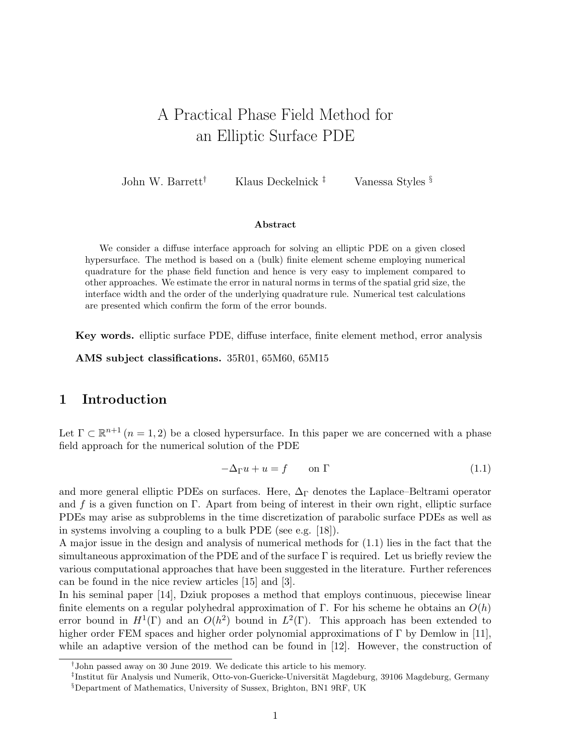# A Practical Phase Field Method for an Elliptic Surface PDE

John W. Barrett[†] Klaus Deckelnick [‡] Vanessa Styles [§]

### Abstract

We consider a diffuse interface approach for solving an elliptic PDE on a given closed hypersurface. The method is based on a (bulk) finite element scheme employing numerical quadrature for the phase field function and hence is very easy to implement compared to other approaches. We estimate the error in natural norms in terms of the spatial grid size, the interface width and the order of the underlying quadrature rule. Numerical test calculations are presented which confirm the form of the error bounds.

**Key words.** elliptic surface PDE, diffuse interface, finite element method, error analysis

**AMS subject classifications.** 35R01, 65M60, 65M15

## 1 Introduction

Let $\Gamma \subset \mathbb{R}^{n+1}$ $(n = 1, 2)$ be a closed hypersurface. In this paper we are concerned with a phase field approach for the numerical solution of the PDE

$$-\Delta_\Gamma u + u = f \qquad \text{on } \Gamma \tag{1.1}$$

and more general elliptic PDEs on surfaces. Here, $\Delta_\Gamma$ denotes the Laplace–Beltrami operator and $f$ is a given function on $\Gamma$. Apart from being of interest in their own right, elliptic surface PDEs may arise as subproblems in the time discretization of parabolic surface PDEs as well as in systems involving a coupling to a bulk PDE (see e.g. [18]).

A major issue in the design and analysis of numerical methods for (1.1) lies in the fact that the simultaneous approximation of the PDE and of the surface $\Gamma$ is required. Let us briefly review the various computational approaches that have been suggested in the literature. Further references can be found in the nice review articles [15] and [3].

In his seminal paper [14], Dziuk proposes a method that employs continuous, piecewise linear finite elements on a regular polyhedral approximation of $\Gamma$. For his scheme he obtains an $O(h)$ error bound in $H^1(\Gamma)$ and an $O(h^2)$ bound in $L^2(\Gamma)$. This approach has been extended to higher order FEM spaces and higher order polynomial approximations of $\Gamma$ by Demlow in [11], while an adaptive version of the method can be found in [12]. However, the construction of

[†]John passed away on 30 June 2019. We dedicate this article to his memory.

[‡]Institut für Analysis und Numerik, Otto-von-Guericke-Universität Magdeburg, 39106 Magdeburg, Germany

[§]Department of Mathematics, University of Sussex, Brighton, BN1 9RF, UK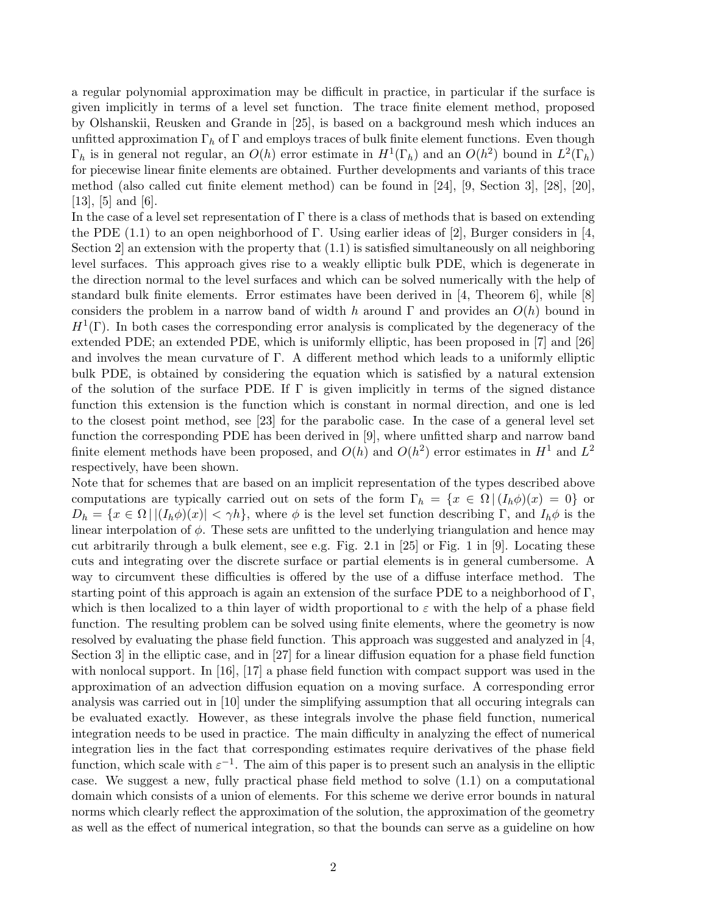a regular polynomial approximation may be difficult in practice, in particular if the surface is given implicitly in terms of a level set function. The trace finite element method, proposed by Olshanskii, Reusken and Grande in [25], is based on a background mesh which induces an unfitted approximation $\Gamma_h$ of $\Gamma$ and employs traces of bulk finite element functions. Even though $\Gamma_h$ is in general not regular, an $O(h)$ error estimate in $H^1(\Gamma_h)$ and an $O(h^2)$ bound in $L^2(\Gamma_h)$ for piecewise linear finite elements are obtained. Further developments and variants of this trace method (also called cut finite element method) can be found in [24], [9, Section 3], [28], [20], [13], [5] and [6].

In the case of a level set representation of $\Gamma$ there is a class of methods that is based on extending the PDE (1.1) to an open neighborhood of $\Gamma$. Using earlier ideas of [2], Burger considers in [4, Section 2] an extension with the property that (1.1) is satisfied simultaneously on all neighboring level surfaces. This approach gives rise to a weakly elliptic bulk PDE, which is degenerate in the direction normal to the level surfaces and which can be solved numerically with the help of standard bulk finite elements. Error estimates have been derived in [4, Theorem 6], while [8] considers the problem in a narrow band of width $h$ around $\Gamma$ and provides an $O(h)$ bound in $H^1(\Gamma)$. In both cases the corresponding error analysis is complicated by the degeneracy of the extended PDE; an extended PDE, which is uniformly elliptic, has been proposed in [7] and [26] and involves the mean curvature of $\Gamma$. A different method which leads to a uniformly elliptic bulk PDE, is obtained by considering the equation which is satisfied by a natural extension of the solution of the surface PDE. If $\Gamma$ is given implicitly in terms of the signed distance function this extension is the function which is constant in normal direction, and one is led to the closest point method, see [23] for the parabolic case. In the case of a general level set function the corresponding PDE has been derived in [9], where unfitted sharp and narrow band finite element methods have been proposed, and $O(h)$ and $O(h^2)$ error estimates in $H^1$ and $L^2$ respectively, have been shown.

Note that for schemes that are based on an implicit representation of the types described above computations are typically carried out on sets of the form $\Gamma_h = \{x \in \Omega \,|\, (I_h\phi)(x) = 0\}$ or $D_h = \{x \in \Omega \,|\, |(I_h\phi)(x)| < \gamma h\}$, where $\phi$ is the level set function describing $\Gamma$, and $I_h\phi$ is the linear interpolation of $\phi$. These sets are unfitted to the underlying triangulation and hence may cut arbitrarily through a bulk element, see e.g. Fig. 2.1 in [25] or Fig. 1 in [9]. Locating these cuts and integrating over the discrete surface or partial elements is in general cumbersome. A way to circumvent these difficulties is offered by the use of a diffuse interface method. The starting point of this approach is again an extension of the surface PDE to a neighborhood of $\Gamma$, which is then localized to a thin layer of width proportional to $\varepsilon$ with the help of a phase field function. The resulting problem can be solved using finite elements, where the geometry is now resolved by evaluating the phase field function. This approach was suggested and analyzed in [4, Section 3] in the elliptic case, and in [27] for a linear diffusion equation for a phase field function with nonlocal support. In [16], [17] a phase field function with compact support was used in the approximation of an advection diffusion equation on a moving surface. A corresponding error analysis was carried out in [10] under the simplifying assumption that all occuring integrals can be evaluated exactly. However, as these integrals involve the phase field function, numerical integration needs to be used in practice. The main difficulty in analyzing the effect of numerical integration lies in the fact that corresponding estimates require derivatives of the phase field function, which scale with $\varepsilon^{-1}$. The aim of this paper is to present such an analysis in the elliptic case. We suggest a new, fully practical phase field method to solve (1.1) on a computational domain which consists of a union of elements. For this scheme we derive error bounds in natural norms which clearly reflect the approximation of the solution, the approximation of the geometry as well as the effect of numerical integration, so that the bounds can serve as a guideline on how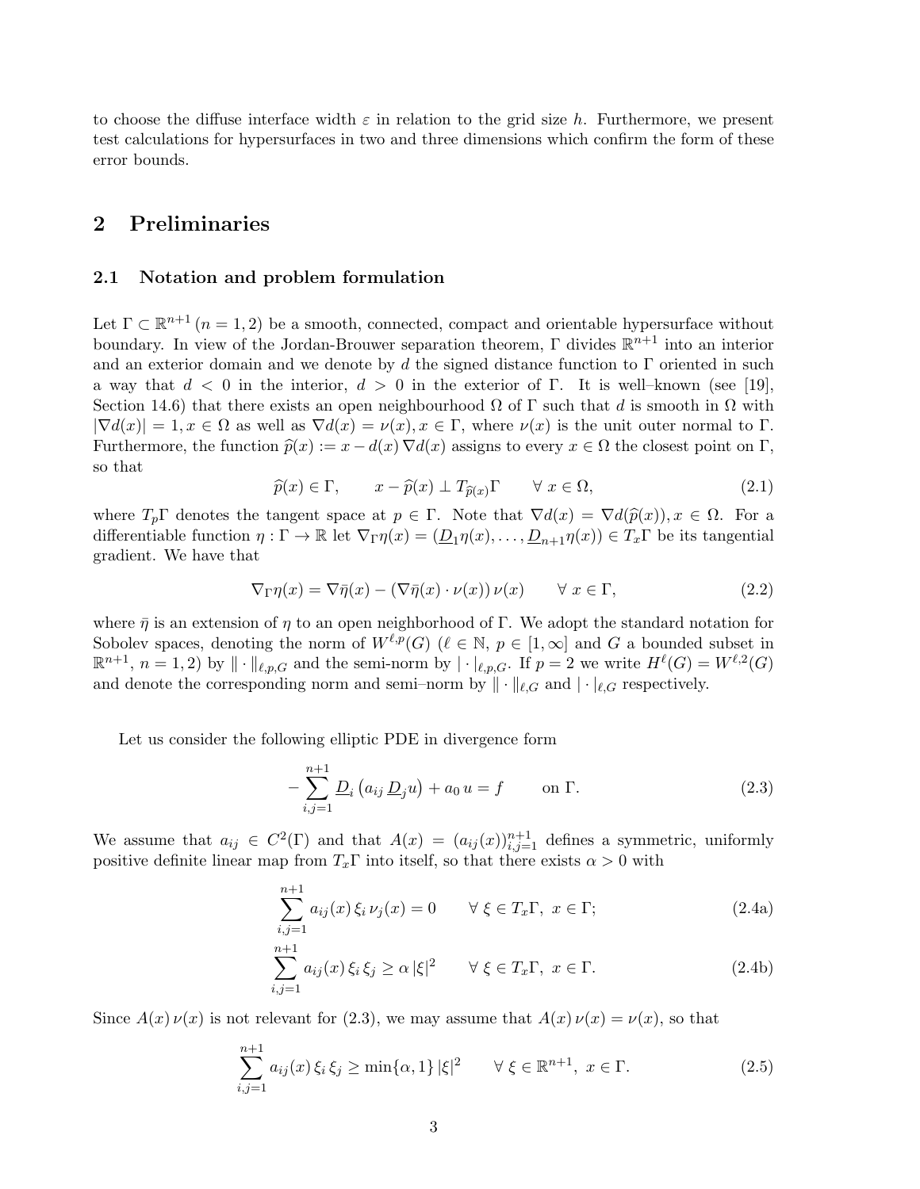to choose the diffuse interface width $\varepsilon$ in relation to the grid size $h$. Furthermore, we present test calculations for hypersurfaces in two and three dimensions which confirm the form of these error bounds.

## 2 Preliminaries

### 2.1 Notation and problem formulation

Let $\Gamma \subset \mathbb{R}^{n+1}$ $(n = 1, 2)$ be a smooth, connected, compact and orientable hypersurface without boundary. In view of the Jordan-Brouwer separation theorem, $\Gamma$ divides $\mathbb{R}^{n+1}$ into an interior and an exterior domain and we denote by $d$ the signed distance function to $\Gamma$ oriented in such a way that $d < 0$ in the interior, $d > 0$ in the exterior of $\Gamma$. It is well–known (see [19], Section 14.6) that there exists an open neighbourhood $\Omega$ of $\Gamma$ such that $d$ is smooth in $\Omega$ with $|\nabla d(x)| = 1, x \in \Omega$ as well as $\nabla d(x) = \nu(x), x \in \Gamma$, where $\nu(x)$ is the unit outer normal to $\Gamma$. Furthermore, the function $\widehat{p}(x) := x - d(x)\, \nabla d(x)$ assigns to every $x \in \Omega$ the closest point on $\Gamma$, so that

$$\widehat{p}(x) \in \Gamma, \qquad x - \widehat{p}(x) \perp T_{\widehat{p}(x)}\Gamma \qquad \forall\, x \in \Omega, \tag{2.1}$$

where $T_p\Gamma$ denotes the tangent space at $p \in \Gamma$. Note that $\nabla d(x) = \nabla d(\widehat{p}(x)), x \in \Omega$. For a differentiable function $\eta : \Gamma \to \mathbb{R}$ let $\nabla_\Gamma \eta(x) = (\underline{D}_1\eta(x), \ldots, \underline{D}_{n+1}\eta(x)) \in T_x\Gamma$ be its tangential gradient. We have that

$$\nabla_\Gamma \eta(x) = \nabla\bar{\eta}(x) - (\nabla\bar{\eta}(x) \cdot \nu(x))\, \nu(x) \qquad \forall\, x \in \Gamma, \tag{2.2}$$

where $\bar{\eta}$ is an extension of $\eta$ to an open neighborhood of $\Gamma$. We adopt the standard notation for Sobolev spaces, denoting the norm of $W^{\ell,p}(G)$ ($\ell \in \mathbb{N}$, $p \in [1, \infty]$ and $G$ a bounded subset in $\mathbb{R}^{n+1}$, $n = 1, 2$) by $\|\cdot\|_{\ell,p,G}$ and the semi-norm by $|\cdot|_{\ell,p,G}$. If $p = 2$ we write $H^\ell(G) = W^{\ell,2}(G)$ and denote the corresponding norm and semi–norm by $\|\cdot\|_{\ell,G}$ and $|\cdot|_{\ell,G}$ respectively.

Let us consider the following elliptic PDE in divergence form

$$-\sum_{i,j=1}^{n+1} \underline{D}_i \left(a_{ij}\, \underline{D}_j u\right) + a_0\, u = f \qquad \text{on } \Gamma. \tag{2.3}$$

We assume that $a_{ij} \in C^2(\Gamma)$ and that $A(x) = (a_{ij}(x))_{i,j=1}^{n+1}$ defines a symmetric, uniformly positive definite linear map from $T_x\Gamma$ into itself, so that there exists $\alpha > 0$ with

$$\sum_{i,j=1}^{n+1} a_{ij}(x)\, \xi_i\, \nu_j(x) = 0 \qquad \forall\, \xi \in T_x\Gamma,\ x \in \Gamma; \tag{2.4a}$$

$$\sum_{i,j=1}^{n+1} a_{ij}(x)\, \xi_i\, \xi_j \geq \alpha\, |\xi|^2 \qquad \forall\, \xi \in T_x\Gamma,\ x \in \Gamma. \tag{2.4b}$$

Since $A(x)\, \nu(x)$ is not relevant for (2.3), we may assume that $A(x)\, \nu(x) = \nu(x)$, so that

$$\sum_{i,j=1}^{n+1} a_{ij}(x)\, \xi_i\, \xi_j \geq \min\{\alpha, 1\}\, |\xi|^2 \qquad \forall\, \xi \in \mathbb{R}^{n+1},\ x \in \Gamma. \tag{2.5}$$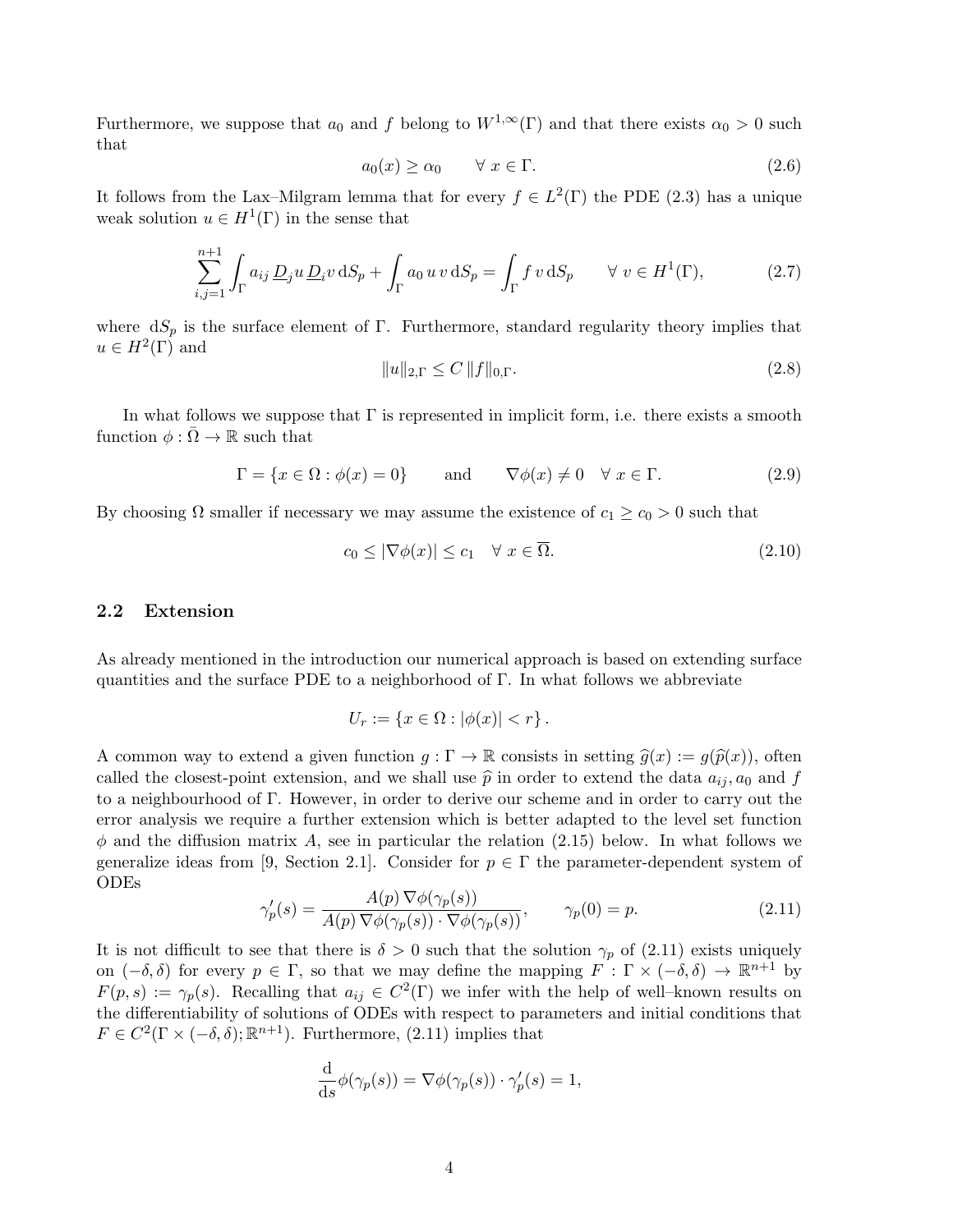Furthermore, we suppose that $a_0$ and $f$ belong to $W^{1,\infty}(\Gamma)$ and that there exists $\alpha_0 > 0$ such that

$$a_0(x) \geq \alpha_0 \qquad \forall\, x \in \Gamma. \tag{2.6}$$

It follows from the Lax–Milgram lemma that for every $f \in L^2(\Gamma)$ the PDE (2.3) has a unique weak solution $u \in H^1(\Gamma)$ in the sense that

$$\sum_{i,j=1}^{n+1} \int_\Gamma a_{ij}\, \underline{D}_j u\, \underline{D}_i v \,\mathrm{d}S_p + \int_\Gamma a_0\, u\, v \,\mathrm{d}S_p = \int_\Gamma f\, v \,\mathrm{d}S_p \qquad \forall\, v \in H^1(\Gamma), \tag{2.7}$$

where $\mathrm{d}S_p$ is the surface element of $\Gamma$. Furthermore, standard regularity theory implies that $u \in H^2(\Gamma)$ and

$$\|u\|_{2,\Gamma} \leq C\, \|f\|_{0,\Gamma}. \tag{2.8}$$

In what follows we suppose that $\Gamma$ is represented in implicit form, i.e. there exists a smooth function $\phi : \bar{\Omega} \to \mathbb{R}$ such that

$$\Gamma = \{x \in \Omega : \phi(x) = 0\} \qquad \text{and} \qquad \nabla\phi(x) \neq 0 \quad \forall\, x \in \Gamma. \tag{2.9}$$

By choosing $\Omega$ smaller if necessary we may assume the existence of $c_1 \geq c_0 > 0$ such that

$$c_0 \leq |\nabla\phi(x)| \leq c_1 \quad \forall\, x \in \overline{\Omega}. \tag{2.10}$$

## 2.2 Extension

As already mentioned in the introduction our numerical approach is based on extending surface quantities and the surface PDE to a neighborhood of $\Gamma$. In what follows we abbreviate

$$U_r := \{x \in \Omega : |\phi(x)| < r\}.$$

A common way to extend a given function $g : \Gamma \to \mathbb{R}$ consists in setting $\widehat{g}(x) := g(\widehat{p}(x))$, often called the closest-point extension, and we shall use $\widehat{p}$ in order to extend the data $a_{ij}, a_0$ and $f$ to a neighbourhood of $\Gamma$. However, in order to derive our scheme and in order to carry out the error analysis we require a further extension which is better adapted to the level set function $\phi$ and the diffusion matrix $A$, see in particular the relation (2.15) below. In what follows we generalize ideas from [9, Section 2.1]. Consider for $p \in \Gamma$ the parameter-dependent system of ODEs

$$\gamma_p'(s) = \frac{A(p)\,\nabla\phi(\gamma_p(s))}{A(p)\,\nabla\phi(\gamma_p(s)) \cdot \nabla\phi(\gamma_p(s))}, \qquad \gamma_p(0) = p. \tag{2.11}$$

It is not difficult to see that there is $\delta > 0$ such that the solution $\gamma_p$ of (2.11) exists uniquely on $(-\delta, \delta)$ for every $p \in \Gamma$, so that we may define the mapping $F : \Gamma \times (-\delta, \delta) \to \mathbb{R}^{n+1}$ by $F(p,s) := \gamma_p(s)$. Recalling that $a_{ij} \in C^2(\Gamma)$ we infer with the help of well–known results on the differentiability of solutions of ODEs with respect to parameters and initial conditions that $F \in C^2(\Gamma \times (-\delta, \delta); \mathbb{R}^{n+1})$. Furthermore, (2.11) implies that

$$\frac{\mathrm{d}}{\mathrm{d}s}\phi(\gamma_p(s)) = \nabla\phi(\gamma_p(s)) \cdot \gamma_p'(s) = 1,$$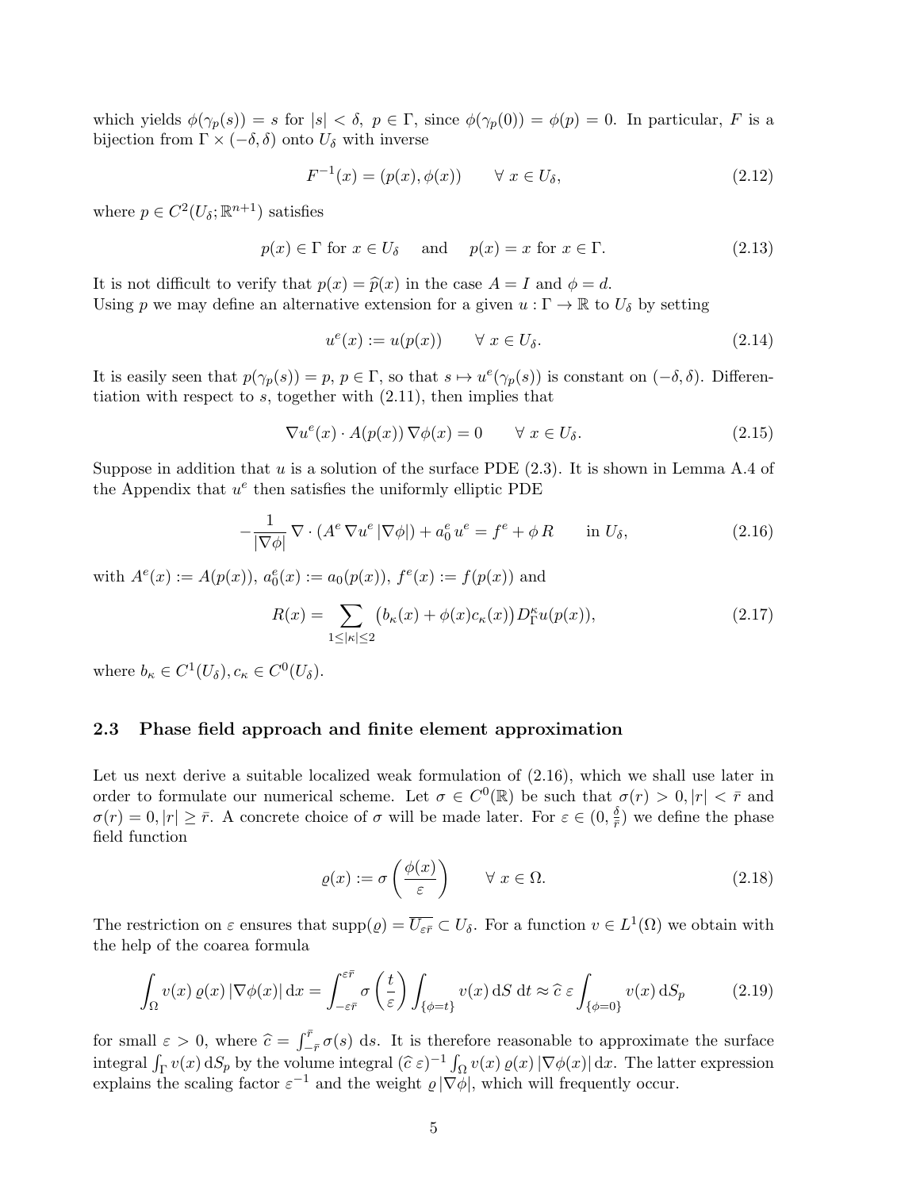which yields $\phi(\gamma_p(s)) = s$ for $|s| < \delta,\ p \in \Gamma$, since $\phi(\gamma_p(0)) = \phi(p) = 0$. In particular, $F$ is a bijection from $\Gamma \times (-\delta, \delta)$ onto $U_\delta$ with inverse

$$F^{-1}(x) = (p(x), \phi(x)) \qquad \forall\ x \in U_\delta, \tag{2.12}$$

where $p \in C^2(U_\delta; \mathbb{R}^{n+1})$ satisfies

$$p(x) \in \Gamma \text{ for } x \in U_\delta \quad \text{ and } \quad p(x) = x \text{ for } x \in \Gamma. \tag{2.13}$$

It is not difficult to verify that $p(x) = \widehat{p}(x)$ in the case $A = I$ and $\phi = d$.
Using $p$ we may define an alternative extension for a given $u : \Gamma \to \mathbb{R}$ to $U_\delta$ by setting

$$u^e(x) := u(p(x)) \qquad \forall\ x \in U_\delta. \tag{2.14}$$

It is easily seen that $p(\gamma_p(s)) = p,\ p \in \Gamma$, so that $s \mapsto u^e(\gamma_p(s))$ is constant on $(-\delta, \delta)$. Differentiation with respect to $s$, together with (2.11), then implies that

$$\nabla u^e(x) \cdot A(p(x))\, \nabla\phi(x) = 0 \qquad \forall\ x \in U_\delta. \tag{2.15}$$

Suppose in addition that $u$ is a solution of the surface PDE (2.3). It is shown in Lemma A.4 of the Appendix that $u^e$ then satisfies the uniformly elliptic PDE

$$-\frac{1}{|\nabla\phi|}\, \nabla \cdot (A^e\, \nabla u^e\, |\nabla\phi|) + a_0^e\, u^e = f^e + \phi\, R \qquad \text{in } U_\delta, \tag{2.16}$$

with $A^e(x) := A(p(x))$, $a_0^e(x) := a_0(p(x))$, $f^e(x) := f(p(x))$ and

$$R(x) = \sum_{1 \le |\kappa| \le 2} \big(b_\kappa(x) + \phi(x) c_\kappa(x)\big) D_\Gamma^\kappa u(p(x)), \tag{2.17}$$

where $b_\kappa \in C^1(U_\delta), c_\kappa \in C^0(U_\delta)$.

### 2.3 Phase field approach and finite element approximation

Let us next derive a suitable localized weak formulation of (2.16), which we shall use later in order to formulate our numerical scheme. Let $\sigma \in C^0(\mathbb{R})$ be such that $\sigma(r) > 0, |r| < \bar{r}$ and $\sigma(r) = 0, |r| \geq \bar{r}$. A concrete choice of $\sigma$ will be made later. For $\varepsilon \in (0, \frac{\delta}{\bar{r}})$ we define the phase field function

$$\varrho(x) := \sigma\left(\frac{\phi(x)}{\varepsilon}\right) \qquad \forall\ x \in \Omega. \tag{2.18}$$

The restriction on $\varepsilon$ ensures that $\text{supp}(\varrho) = \overline{U_{\varepsilon\bar{r}}} \subset U_\delta$. For a function $v \in L^1(\Omega)$ we obtain with the help of the coarea formula

$$\int_\Omega v(x)\, \varrho(x)\, |\nabla\phi(x)|\, \mathrm{d}x = \int_{-\varepsilon\bar{r}}^{\varepsilon\bar{r}} \sigma\left(\frac{t}{\varepsilon}\right) \int_{\{\phi = t\}} v(x)\, \mathrm{d}S\ \mathrm{d}t \approx \widehat{c}\ \varepsilon \int_{\{\phi=0\}} v(x)\, \mathrm{d}S_p \tag{2.19}$$

for small $\varepsilon > 0$, where $\widehat{c} = \int_{-\bar{r}}^{\bar{r}} \sigma(s)\ \mathrm{d}s$. It is therefore reasonable to approximate the surface integral $\int_\Gamma v(x)\, \mathrm{d}S_p$ by the volume integral $(\widehat{c}\ \varepsilon)^{-1} \int_\Omega v(x)\, \varrho(x)\, |\nabla\phi(x)|\, \mathrm{d}x$. The latter expression explains the scaling factor $\varepsilon^{-1}$ and the weight $\varrho\, |\nabla\phi|$, which will frequently occur.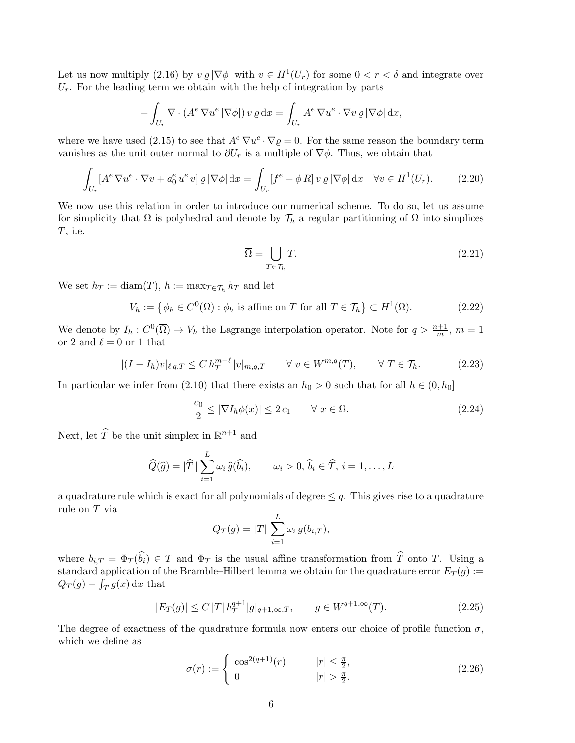Let us now multiply (2.16) by $v\,\varrho\,|\nabla\phi|$ with $v \in H^1(U_r)$ for some $0 < r < \delta$ and integrate over $U_r$. For the leading term we obtain with the help of integration by parts

$$-\int_{U_r} \nabla \cdot (A^e\,\nabla u^e\,|\nabla\phi|)\,v\,\varrho\,\mathrm{d}x = \int_{U_r} A^e\,\nabla u^e \cdot \nabla v\,\varrho\,|\nabla\phi|\,\mathrm{d}x,$$

where we have used (2.15) to see that $A^e\,\nabla u^e \cdot \nabla\varrho = 0$. For the same reason the boundary term vanishes as the unit outer normal to $\partial U_r$ is a multiple of $\nabla\phi$. Thus, we obtain that

$$\int_{U_r} [A^e\,\nabla u^e \cdot \nabla v + a_0^e\,u^e\,v]\,\varrho\,|\nabla\phi|\,\mathrm{d}x = \int_{U_r} [f^e + \phi\,R]\,v\,\varrho\,|\nabla\phi|\,\mathrm{d}x \quad \forall v \in H^1(U_r). \tag{2.20}$$

We now use this relation in order to introduce our numerical scheme. To do so, let us assume for simplicity that $\Omega$ is polyhedral and denote by $\mathcal{T}_h$ a regular partitioning of $\Omega$ into simplices $T$, i.e.

$$\overline{\Omega} = \bigcup_{T \in \mathcal{T}_h} T. \tag{2.21}$$

We set $h_T := \mathrm{diam}(T)$, $h := \max_{T \in \mathcal{T}_h} h_T$ and let

$$V_h := \left\{ \phi_h \in C^0(\overline{\Omega}) : \phi_h \text{ is affine on } T \text{ for all } T \in \mathcal{T}_h \right\} \subset H^1(\Omega). \tag{2.22}$$

We denote by $I_h : C^0(\overline{\Omega}) \to V_h$ the Lagrange interpolation operator. Note for $q > \frac{n+1}{m}$, $m = 1$ or 2 and $\ell = 0$ or 1 that

$$|(I - I_h)v|_{\ell,q,T} \leq C\,h_T^{m-\ell}\,|v|_{m,q,T} \qquad \forall\, v \in W^{m,q}(T), \qquad \forall\, T \in \mathcal{T}_h. \tag{2.23}$$

In particular we infer from (2.10) that there exists an $h_0 > 0$ such that for all $h \in (0, h_0]$

$$\frac{c_0}{2} \leq |\nabla I_h\phi(x)| \leq 2\,c_1 \qquad \forall\, x \in \overline{\Omega}. \tag{2.24}$$

Next, let $\widehat{T}$ be the unit simplex in $\mathbb{R}^{n+1}$ and

$$\widehat{Q}(\widehat{g}) = |\widehat{T}\,| \sum_{i=1}^{L} \omega_i\,\widehat{g}(\widehat{b}_i), \qquad \omega_i > 0,\, \widehat{b}_i \in \widehat{T},\, i = 1, \ldots, L$$

a quadrature rule which is exact for all polynomials of degree $\leq q$. This gives rise to a quadrature rule on $T$ via

$$Q_T(g) = |T| \sum_{i=1}^{L} \omega_i\,g(b_{i,T}),$$

where $b_{i,T} = \Phi_T(\widehat{b}_i) \in T$ and $\Phi_T$ is the usual affine transformation from $\widehat{T}$ onto $T$. Using a standard application of the Bramble–Hilbert lemma we obtain for the quadrature error $E_T(g) := Q_T(g) - \int_T g(x)\,\mathrm{d}x$ that

$$|E_T(g)| \leq C\,|T|\,h_T^{q+1}|g|_{q+1,\infty,T}, \qquad g \in W^{q+1,\infty}(T). \tag{2.25}$$

The degree of exactness of the quadrature formula now enters our choice of profile function $\sigma$, which we define as

$$\sigma(r) := \begin{cases} \cos^{2(q+1)}(r) & |r| \leq \frac{\pi}{2}, \\ 0 & |r| > \frac{\pi}{2}. \end{cases} \tag{2.26}$$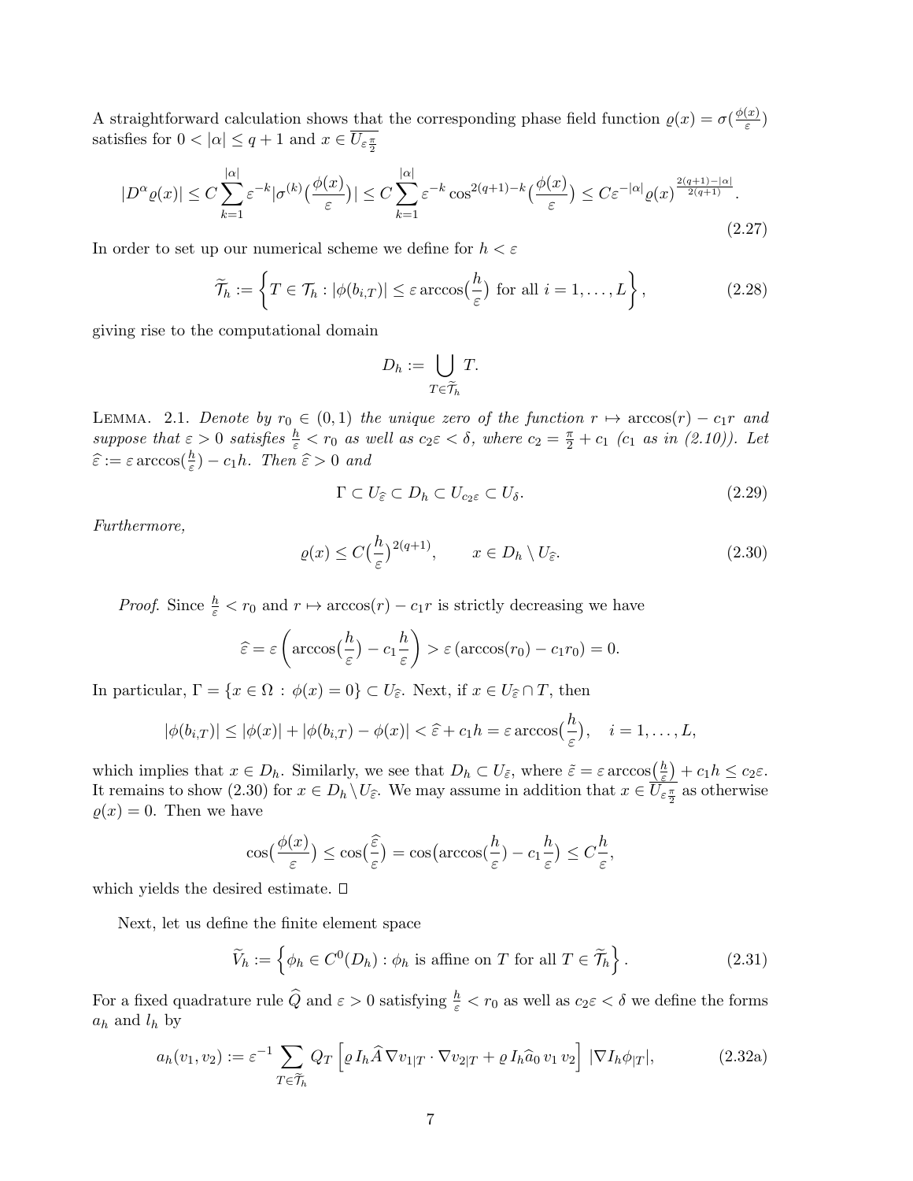A straightforward calculation shows that the corresponding phase field function $\varrho(x) = \sigma(\frac{\phi(x)}{\varepsilon})$ satisfies for $0 < |\alpha| \le q+1$ and $x \in \overline{U_{\varepsilon\frac{\pi}{2}}}$

$$
|D^\alpha \varrho(x)| \le C \sum_{k=1}^{|\alpha|} \varepsilon^{-k} |\sigma^{(k)}\big(\frac{\phi(x)}{\varepsilon}\big)| \le C \sum_{k=1}^{|\alpha|} \varepsilon^{-k} \cos^{2(q+1)-k}\big(\frac{\phi(x)}{\varepsilon}\big) \le C\varepsilon^{-|\alpha|} \varrho(x)^{\frac{2(q+1)-|\alpha|}{2(q+1)}}. \tag{2.27}
$$

In order to set up our numerical scheme we define for $h < \varepsilon$

$$
\widetilde{\mathcal{T}}_h := \left\{ T \in \mathcal{T}_h : |\phi(b_{i,T})| \le \varepsilon \arccos\big(\frac{h}{\varepsilon}\big) \text{ for all } i = 1, \dots, L \right\}, \tag{2.28}
$$

giving rise to the computational domain

$$
D_h := \bigcup_{T \in \widetilde{\mathcal{T}}_h} T.
$$

LEMMA. 2.1. *Denote by $r_0 \in (0,1)$ the unique zero of the function $r \mapsto \arccos(r) - c_1 r$ and suppose that $\varepsilon > 0$ satisfies $\frac{h}{\varepsilon} < r_0$ as well as $c_2\varepsilon < \delta$, where $c_2 = \frac{\pi}{2} + c_1$ ($c_1$ as in (2.10)). Let $\widehat{\varepsilon} := \varepsilon \arccos(\frac{h}{\varepsilon}) - c_1 h$. Then $\widehat{\varepsilon} > 0$ and*

$$
\Gamma \subset U_{\widehat{\varepsilon}} \subset D_h \subset U_{c_2\varepsilon} \subset U_\delta. \tag{2.29}
$$

*Furthermore,*

$$
\varrho(x) \le C\big(\frac{h}{\varepsilon}\big)^{2(q+1)}, \qquad x \in D_h \setminus U_{\widehat{\varepsilon}}. \tag{2.30}
$$

*Proof.* Since $\frac{h}{\varepsilon} < r_0$ and $r \mapsto \arccos(r) - c_1 r$ is strictly decreasing we have

$$
\widehat{\varepsilon} = \varepsilon \left( \arccos\big(\frac{h}{\varepsilon}\big) - c_1 \frac{h}{\varepsilon} \right) > \varepsilon \left( \arccos(r_0) - c_1 r_0 \right) = 0.
$$

In particular, $\Gamma = \{x \in \Omega : \phi(x) = 0\} \subset U_{\widehat{\varepsilon}}$. Next, if $x \in U_{\widehat{\varepsilon}} \cap T$, then

$$
|\phi(b_{i,T})| \le |\phi(x)| + |\phi(b_{i,T}) - \phi(x)| < \widehat{\varepsilon} + c_1 h = \varepsilon \arccos\big(\frac{h}{\varepsilon}\big), \quad i = 1, \dots, L,
$$

which implies that $x \in D_h$. Similarly, we see that $D_h \subset U_{\tilde{\varepsilon}}$, where $\tilde{\varepsilon} = \varepsilon \arccos\big(\frac{h}{\varepsilon}\big) + c_1 h \le c_2 \varepsilon$. It remains to show (2.30) for $x \in D_h \setminus U_{\widehat{\varepsilon}}$. We may assume in addition that $x \in \overline{U_{\varepsilon\frac{\pi}{2}}}$ as otherwise $\varrho(x) = 0$. Then we have

$$
\cos\big(\frac{\phi(x)}{\varepsilon}\big) \le \cos\big(\frac{\widehat{\varepsilon}}{\varepsilon}\big) = \cos\big(\arccos\big(\frac{h}{\varepsilon}\big) - c_1 \frac{h}{\varepsilon}\big) \le C\frac{h}{\varepsilon},
$$

which yields the desired estimate. □

Next, let us define the finite element space

$$
\widetilde{V}_h := \left\{ \phi_h \in C^0(D_h) : \phi_h \text{ is affine on } T \text{ for all } T \in \widetilde{\mathcal{T}}_h \right\}. \tag{2.31}
$$

For a fixed quadrature rule $\widehat{Q}$ and $\varepsilon > 0$ satisfying $\frac{h}{\varepsilon} < r_0$ as well as $c_2\varepsilon < \delta$ we define the forms $a_h$ and $l_h$ by

$$
a_h(v_1, v_2) := \varepsilon^{-1} \sum_{T \in \widetilde{\mathcal{T}}_h} Q_T \left[ \varrho\, I_h \widehat{A}\, \nabla v_{1|T} \cdot \nabla v_{2|T} + \varrho\, I_h \widehat{a}_0\, v_1\, v_2 \right] |\nabla I_h \phi_{|T}|, \tag{2.32a}
$$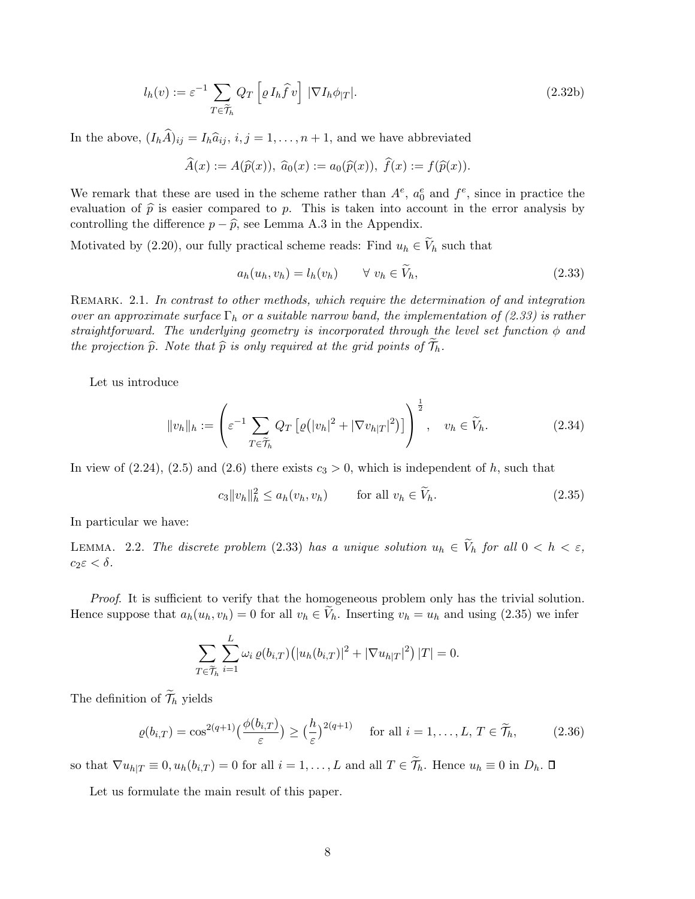$$l_h(v) := \varepsilon^{-1} \sum_{T \in \widetilde{\mathcal{T}}_h} Q_T \left[ \varrho \, I_h \widehat{f} \, v \right] \, |\nabla I_h \phi_{|T}|. \tag{2.32b}$$

In the above, $(I_h \widehat{A})_{ij} = I_h \widehat{a}_{ij}$, $i, j = 1, \ldots, n+1$, and we have abbreviated

$$\widehat{A}(x) := A(\widehat{p}(x)), \; \widehat{a}_0(x) := a_0(\widehat{p}(x)), \; \widehat{f}(x) := f(\widehat{p}(x)).$$

We remark that these are used in the scheme rather than $A^e$, $a_0^e$ and $f^e$, since in practice the evaluation of $\widehat{p}$ is easier compared to $p$. This is taken into account in the error analysis by controlling the difference $p - \widehat{p}$, see Lemma A.3 in the Appendix.

Motivated by (2.20), our fully practical scheme reads: Find $u_h \in \widetilde{V}_h$ such that

$$a_h(u_h, v_h) = l_h(v_h) \qquad \forall \; v_h \in \widetilde{V}_h, \tag{2.33}$$

Remark. 2.1. *In contrast to other methods, which require the determination of and integration over an approximate surface $\Gamma_h$ or a suitable narrow band, the implementation of (2.33) is rather straightforward. The underlying geometry is incorporated through the level set function $\phi$ and the projection $\widehat{p}$. Note that $\widehat{p}$ is only required at the grid points of $\widetilde{\mathcal{T}}_h$.*

Let us introduce

$$\|v_h\|_h := \left( \varepsilon^{-1} \sum_{T \in \widetilde{\mathcal{T}}_h} Q_T \left[ \varrho \big( |v_h|^2 + |\nabla v_{h|T}|^2 \big) \right] \right)^{\frac{1}{2}}, \quad v_h \in \widetilde{V}_h. \tag{2.34}$$

In view of (2.24), (2.5) and (2.6) there exists $c_3 > 0$, which is independent of $h$, such that

$$c_3 \|v_h\|_h^2 \leq a_h(v_h, v_h) \qquad \text{for all } v_h \in \widetilde{V}_h. \tag{2.35}$$

In particular we have:

Lemma. 2.2. *The discrete problem (2.33) has a unique solution $u_h \in \widetilde{V}_h$ for all $0 < h < \varepsilon$, $c_2 \varepsilon < \delta$.*

*Proof.* It is sufficient to verify that the homogeneous problem only has the trivial solution. Hence suppose that $a_h(u_h, v_h) = 0$ for all $v_h \in \widetilde{V}_h$. Inserting $v_h = u_h$ and using (2.35) we infer

$$\sum_{T \in \widetilde{\mathcal{T}}_h} \sum_{i=1}^{L} \omega_i \, \varrho(b_{i,T}) \big( |u_h(b_{i,T})|^2 + |\nabla u_{h|T}|^2 \big) \, |T| = 0.$$

The definition of $\widetilde{\mathcal{T}}_h$ yields

$$\varrho(b_{i,T}) = \cos^{2(q+1)}\big(\frac{\phi(b_{i,T})}{\varepsilon}\big) \geq \big(\frac{h}{\varepsilon}\big)^{2(q+1)} \quad \text{for all } i = 1, \ldots, L, \; T \in \widetilde{\mathcal{T}}_h, \tag{2.36}$$

so that $\nabla u_{h|T} \equiv 0, u_h(b_{i,T}) = 0$ for all $i = 1, \ldots, L$ and all $T \in \widetilde{\mathcal{T}}_h$. Hence $u_h \equiv 0$ in $D_h$. $\square$

Let us formulate the main result of this paper.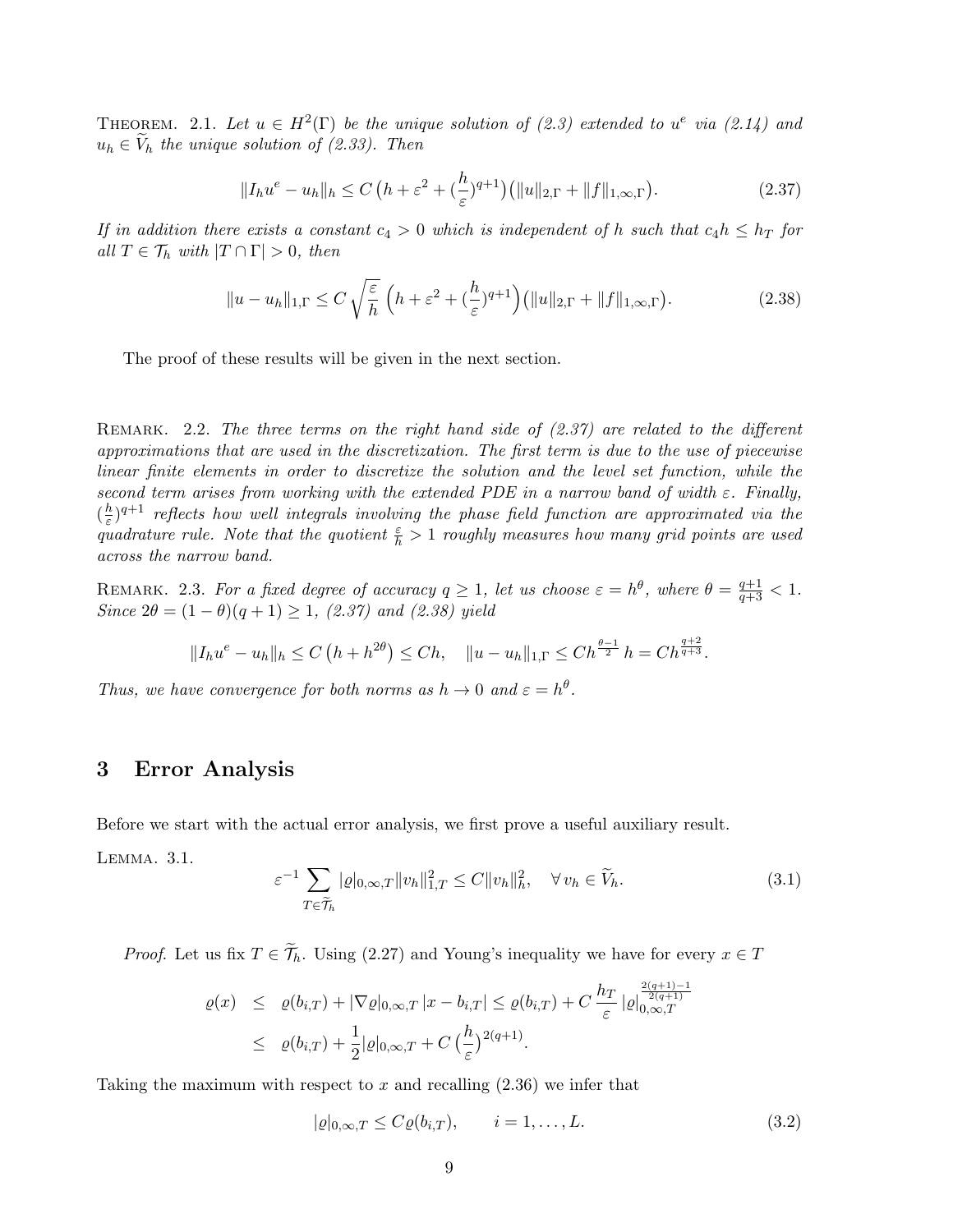THEOREM. 2.1. *Let $u \in H^2(\Gamma)$ be the unique solution of (2.3) extended to $u^e$ via (2.14) and $u_h \in \widetilde{V}_h$ the unique solution of (2.33). Then*

$$\|I_h u^e - u_h\|_h \le C\left(h + \varepsilon^2 + (\frac{h}{\varepsilon})^{q+1}\right)\left(\|u\|_{2,\Gamma} + \|f\|_{1,\infty,\Gamma}\right). \tag{2.37}$$

*If in addition there exists a constant $c_4 > 0$ which is independent of $h$ such that $c_4 h \le h_T$ for all $T \in \mathcal{T}_h$ with $|T \cap \Gamma| > 0$, then*

$$\|u - u_h\|_{1,\Gamma} \le C\sqrt{\frac{\varepsilon}{h}}\left(h + \varepsilon^2 + (\frac{h}{\varepsilon})^{q+1}\right)\left(\|u\|_{2,\Gamma} + \|f\|_{1,\infty,\Gamma}\right). \tag{2.38}$$

The proof of these results will be given in the next section.

REMARK. 2.2. *The three terms on the right hand side of (2.37) are related to the different approximations that are used in the discretization. The first term is due to the use of piecewise linear finite elements in order to discretize the solution and the level set function, while the second term arises from working with the extended PDE in a narrow band of width $\varepsilon$. Finally, $(\frac{h}{\varepsilon})^{q+1}$ reflects how well integrals involving the phase field function are approximated via the quadrature rule. Note that the quotient $\frac{\varepsilon}{h} > 1$ roughly measures how many grid points are used across the narrow band.*

REMARK. 2.3. *For a fixed degree of accuracy $q \ge 1$, let us choose $\varepsilon = h^\theta$, where $\theta = \frac{q+1}{q+3} < 1$. Since $2\theta = (1-\theta)(q+1) \ge 1$, (2.37) and (2.38) yield*

$$\|I_h u^e - u_h\|_h \le C\left(h + h^{2\theta}\right) \le Ch, \quad \|u - u_h\|_{1,\Gamma} \le Ch^{\frac{\theta-1}{2}}\, h = Ch^{\frac{q+2}{q+3}}.$$

*Thus, we have convergence for both norms as $h \to 0$ and $\varepsilon = h^\theta$.*

# 3 Error Analysis

Before we start with the actual error analysis, we first prove a useful auxiliary result.

LEMMA. 3.1.

$$\varepsilon^{-1}\sum_{T \in \widetilde{\mathcal{T}}_h} |\varrho|_{0,\infty,T}\|v_h\|_{1,T}^2 \le C\|v_h\|_h^2, \quad \forall\, v_h \in \widetilde{V}_h. \tag{3.1}$$

*Proof.* Let us fix $T \in \widetilde{\mathcal{T}}_h$. Using (2.27) and Young's inequality we have for every $x \in T$

$$\begin{aligned}
\varrho(x) &\le \varrho(b_{i,T}) + |\nabla\varrho|_{0,\infty,T}\,|x - b_{i,T}| \le \varrho(b_{i,T}) + C\,\frac{h_T}{\varepsilon}\,|\varrho|_{0,\infty,T}^{\frac{2(q+1)-1}{2(q+1)}} \\
&\le \varrho(b_{i,T}) + \frac{1}{2}|\varrho|_{0,\infty,T} + C\left(\frac{h}{\varepsilon}\right)^{2(q+1)}.
\end{aligned}$$

Taking the maximum with respect to $x$ and recalling (2.36) we infer that

$$|\varrho|_{0,\infty,T} \le C\varrho(b_{i,T}), \qquad i = 1, \dots, L. \tag{3.2}$$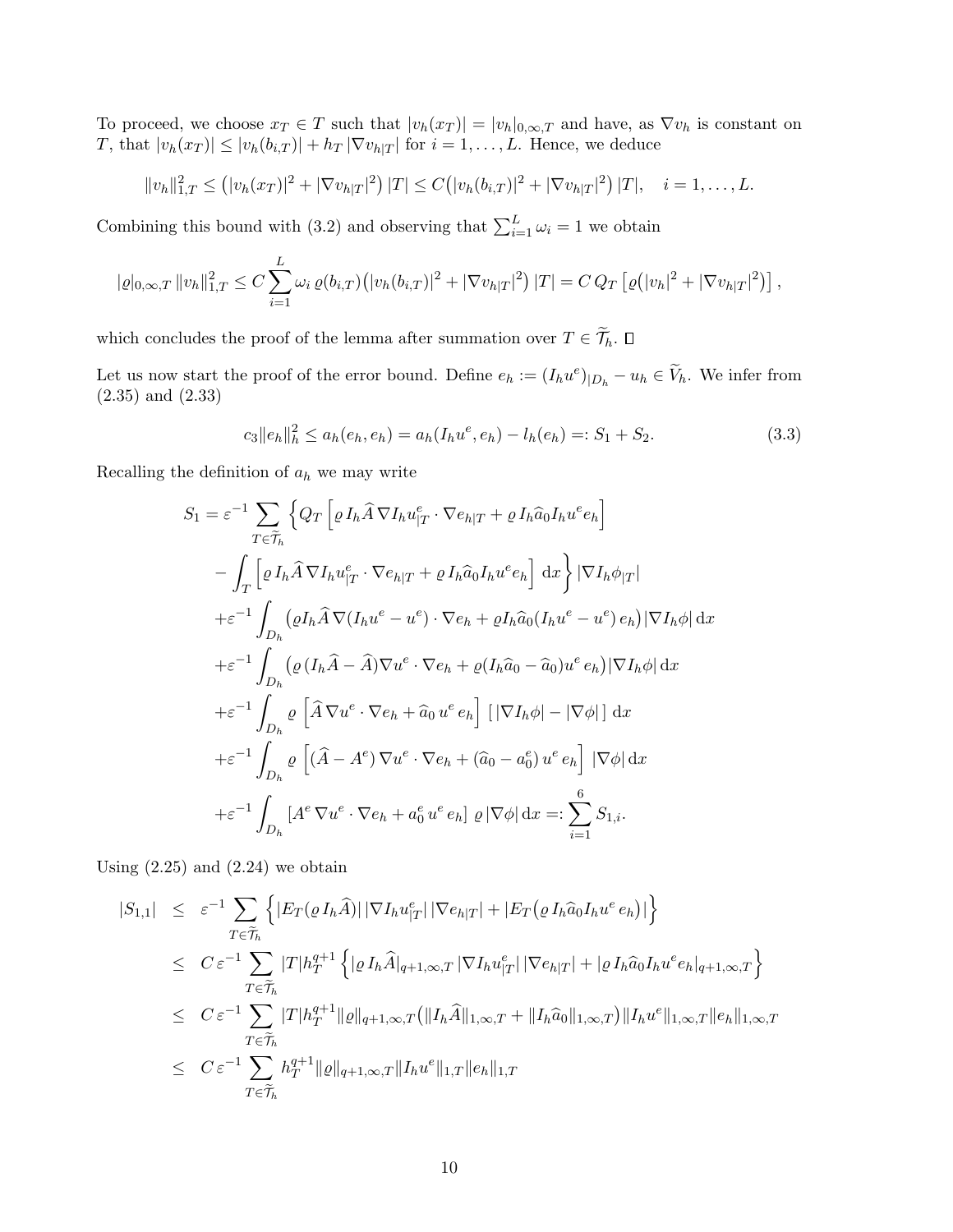To proceed, we choose $x_T \in T$ such that $|v_h(x_T)| = |v_h|_{0,\infty,T}$ and have, as $\nabla v_h$ is constant on $T$, that $|v_h(x_T)| \le |v_h(b_{i,T})| + h_T\, |\nabla v_{h|T}|$ for $i = 1, \ldots, L$. Hence, we deduce

$$\|v_h\|_{1,T}^2 \le \big(|v_h(x_T)|^2 + |\nabla v_{h|T}|^2\big)\, |T| \le C\big(|v_h(b_{i,T})|^2 + |\nabla v_{h|T}|^2\big)\, |T|, \quad i = 1, \ldots, L.$$

Combining this bound with (3.2) and observing that $\sum_{i=1}^{L} \omega_i = 1$ we obtain

$$|\varrho|_{0,\infty,T}\, \|v_h\|_{1,T}^2 \le C \sum_{i=1}^{L} \omega_i\, \varrho(b_{i,T})\big(|v_h(b_{i,T})|^2 + |\nabla v_{h|T}|^2\big)\, |T| = C\, Q_T\left[\varrho\big(|v_h|^2 + |\nabla v_{h|T}|^2\big)\right],$$

which concludes the proof of the lemma after summation over $T \in \widetilde{\mathcal{T}}_h$. $\square$

Let us now start the proof of the error bound. Define $e_h := (I_h u^e)_{|D_h} - u_h \in \widetilde{V}_h$. We infer from (2.35) and (2.33)

$$c_3 \|e_h\|_h^2 \le a_h(e_h, e_h) = a_h(I_h u^e, e_h) - l_h(e_h) =: S_1 + S_2. \tag{3.3}$$

Recalling the definition of $a_h$ we may write

$$\begin{aligned}
S_1 = \varepsilon^{-1} \sum_{T \in \widetilde{\mathcal{T}}_h} \Big\{ & Q_T\left[\varrho\, I_h \widehat{A}\, \nabla I_h u^e_{|T} \cdot \nabla e_{h|T} + \varrho\, I_h \widehat{a}_0 I_h u^e e_h\right] \\
& - \int_T \left[\varrho\, I_h \widehat{A}\, \nabla I_h u^e_{|T} \cdot \nabla e_{h|T} + \varrho\, I_h \widehat{a}_0 I_h u^e e_h\right] \mathrm{d}x \Big\} |\nabla I_h \phi_{|T}| \\
& + \varepsilon^{-1} \int_{D_h} \big(\varrho I_h \widehat{A}\, \nabla (I_h u^e - u^e) \cdot \nabla e_h + \varrho I_h \widehat{a}_0 (I_h u^e - u^e)\, e_h\big) |\nabla I_h \phi| \, \mathrm{d}x \\
& + \varepsilon^{-1} \int_{D_h} \big(\varrho\, (I_h \widehat{A} - \widehat{A}) \nabla u^e \cdot \nabla e_h + \varrho (I_h \widehat{a}_0 - \widehat{a}_0) u^e\, e_h\big) |\nabla I_h \phi| \, \mathrm{d}x \\
& + \varepsilon^{-1} \int_{D_h} \varrho\, \left[\widehat{A}\, \nabla u^e \cdot \nabla e_h + \widehat{a}_0\, u^e\, e_h\right] \left[\, |\nabla I_h \phi| - |\nabla \phi|\, \right] \mathrm{d}x \\
& + \varepsilon^{-1} \int_{D_h} \varrho\, \left[(\widehat{A} - A^e)\, \nabla u^e \cdot \nabla e_h + (\widehat{a}_0 - a_0^e)\, u^e\, e_h\right] |\nabla \phi| \, \mathrm{d}x \\
& + \varepsilon^{-1} \int_{D_h} \left[A^e\, \nabla u^e \cdot \nabla e_h + a_0^e\, u^e\, e_h\right] \varrho\, |\nabla \phi| \, \mathrm{d}x =: \sum_{i=1}^{6} S_{1,i}.
\end{aligned}$$

Using (2.25) and (2.24) we obtain

$$\begin{aligned}
|S_{1,1}| &\le \varepsilon^{-1} \sum_{T \in \widetilde{\mathcal{T}}_h} \Big\{ |E_T(\varrho\, I_h \widehat{A})|\, |\nabla I_h u^e_{|T}|\, |\nabla e_{h|T}| + |E_T\big(\varrho\, I_h \widehat{a}_0 I_h u^e\, e_h\big)| \Big\} \\
&\le C\, \varepsilon^{-1} \sum_{T \in \widetilde{\mathcal{T}}_h} |T| h_T^{q+1} \Big\{ |\varrho\, I_h \widehat{A}|_{q+1,\infty,T}\, |\nabla I_h u^e_{|T}|\, |\nabla e_{h|T}| + |\varrho\, I_h \widehat{a}_0 I_h u^e e_h|_{q+1,\infty,T} \Big\} \\
&\le C\, \varepsilon^{-1} \sum_{T \in \widetilde{\mathcal{T}}_h} |T| h_T^{q+1} \|\varrho\|_{q+1,\infty,T} \big(\|I_h \widehat{A}\|_{1,\infty,T} + \|I_h \widehat{a}_0\|_{1,\infty,T}\big) \|I_h u^e\|_{1,\infty,T} \|e_h\|_{1,\infty,T} \\
&\le C\, \varepsilon^{-1} \sum_{T \in \widetilde{\mathcal{T}}_h} h_T^{q+1} \|\varrho\|_{q+1,\infty,T} \|I_h u^e\|_{1,T} \|e_h\|_{1,T}
\end{aligned}$$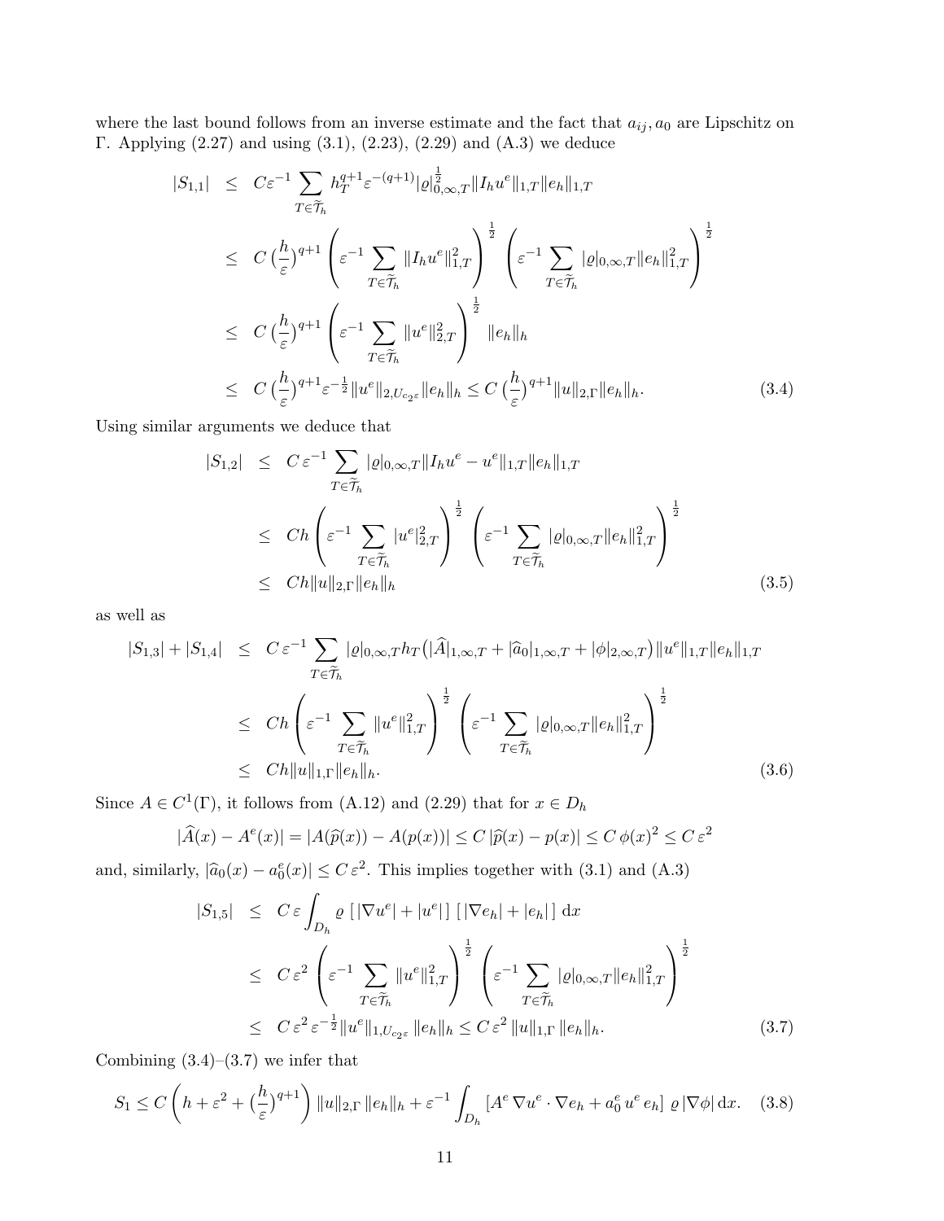where the last bound follows from an inverse estimate and the fact that $a_{ij}, a_0$ are Lipschitz on $\Gamma$. Applying (2.27) and using (3.1), (2.23), (2.29) and (A.3) we deduce

$$
\begin{aligned}
|S_{1,1}| &\leq C\varepsilon^{-1} \sum_{T\in\widetilde{\mathcal{T}}_h} h_T^{q+1} \varepsilon^{-(q+1)} |\varrho|_{0,\infty,T}^{\frac{1}{2}} \|I_h u^e\|_{1,T} \|e_h\|_{1,T} \\
&\leq C\,\big(\frac{h}{\varepsilon}\big)^{q+1} \left(\varepsilon^{-1} \sum_{T\in\widetilde{\mathcal{T}}_h} \|I_h u^e\|_{1,T}^2\right)^{\frac{1}{2}} \left(\varepsilon^{-1} \sum_{T\in\widetilde{\mathcal{T}}_h} |\varrho|_{0,\infty,T} \|e_h\|_{1,T}^2\right)^{\frac{1}{2}} \\
&\leq C\,\big(\frac{h}{\varepsilon}\big)^{q+1} \left(\varepsilon^{-1} \sum_{T\in\widetilde{\mathcal{T}}_h} \|u^e\|_{2,T}^2\right)^{\frac{1}{2}} \|e_h\|_h \\
&\leq C\,\big(\frac{h}{\varepsilon}\big)^{q+1} \varepsilon^{-\frac{1}{2}} \|u^e\|_{2,U_{c_2\varepsilon}} \|e_h\|_h \leq C\,\big(\frac{h}{\varepsilon}\big)^{q+1} \|u\|_{2,\Gamma} \|e_h\|_h. \qquad (3.4)
\end{aligned}
$$

Using similar arguments we deduce that

$$
\begin{aligned}
|S_{1,2}| &\leq C\,\varepsilon^{-1} \sum_{T\in\widetilde{\mathcal{T}}_h} |\varrho|_{0,\infty,T} \|I_h u^e - u^e\|_{1,T} \|e_h\|_{1,T} \\
&\leq Ch \left(\varepsilon^{-1} \sum_{T\in\widetilde{\mathcal{T}}_h} |u^e|_{2,T}^2\right)^{\frac{1}{2}} \left(\varepsilon^{-1} \sum_{T\in\widetilde{\mathcal{T}}_h} |\varrho|_{0,\infty,T} \|e_h\|_{1,T}^2\right)^{\frac{1}{2}} \\
&\leq Ch \|u\|_{2,\Gamma} \|e_h\|_h \qquad (3.5)
\end{aligned}
$$

as well as

$$
\begin{aligned}
|S_{1,3}| + |S_{1,4}| &\leq C\,\varepsilon^{-1} \sum_{T\in\widetilde{\mathcal{T}}_h} |\varrho|_{0,\infty,T} h_T \big(|\widehat{A}|_{1,\infty,T} + |\widehat{a}_0|_{1,\infty,T} + |\phi|_{2,\infty,T}\big) \|u^e\|_{1,T} \|e_h\|_{1,T} \\
&\leq Ch \left(\varepsilon^{-1} \sum_{T\in\widetilde{\mathcal{T}}_h} \|u^e\|_{1,T}^2\right)^{\frac{1}{2}} \left(\varepsilon^{-1} \sum_{T\in\widetilde{\mathcal{T}}_h} |\varrho|_{0,\infty,T} \|e_h\|_{1,T}^2\right)^{\frac{1}{2}} \\
&\leq Ch \|u\|_{1,\Gamma} \|e_h\|_h. \qquad (3.6)
\end{aligned}
$$

Since $A \in C^1(\Gamma)$, it follows from (A.12) and (2.29) that for $x \in D_h$

$$
|\widehat{A}(x) - A^e(x)| = |A(\widehat{p}(x)) - A(p(x))| \leq C\,|\widehat{p}(x) - p(x)| \leq C\,\phi(x)^2 \leq C\,\varepsilon^2
$$

and, similarly, $|\widehat{a}_0(x) - a_0^e(x)| \leq C\,\varepsilon^2$. This implies together with (3.1) and (A.3)

$$
\begin{aligned}
|S_{1,5}| &\leq C\,\varepsilon \int_{D_h} \varrho\,[\,|\nabla u^e| + |u^e|\,]\,[\,|\nabla e_h| + |e_h|\,]\,\mathrm{d}x \\
&\leq C\,\varepsilon^2 \left(\varepsilon^{-1} \sum_{T\in\widetilde{\mathcal{T}}_h} \|u^e\|_{1,T}^2\right)^{\frac{1}{2}} \left(\varepsilon^{-1} \sum_{T\in\widetilde{\mathcal{T}}_h} |\varrho|_{0,\infty,T} \|e_h\|_{1,T}^2\right)^{\frac{1}{2}} \\
&\leq C\,\varepsilon^2\,\varepsilon^{-\frac{1}{2}} \|u^e\|_{1,U_{c_2\varepsilon}}\,\|e_h\|_h \leq C\,\varepsilon^2\,\|u\|_{1,\Gamma}\,\|e_h\|_h. \qquad (3.7)
\end{aligned}
$$

Combining (3.4)–(3.7) we infer that

$$
S_1 \leq C\left(h + \varepsilon^2 + \big(\frac{h}{\varepsilon}\big)^{q+1}\right) \|u\|_{2,\Gamma}\,\|e_h\|_h + \varepsilon^{-1} \int_{D_h} \left[A^e\,\nabla u^e \cdot \nabla e_h + a_0^e\,u^e\,e_h\right]\,\varrho\,|\nabla\phi|\,\mathrm{d}x. \quad (3.8)
$$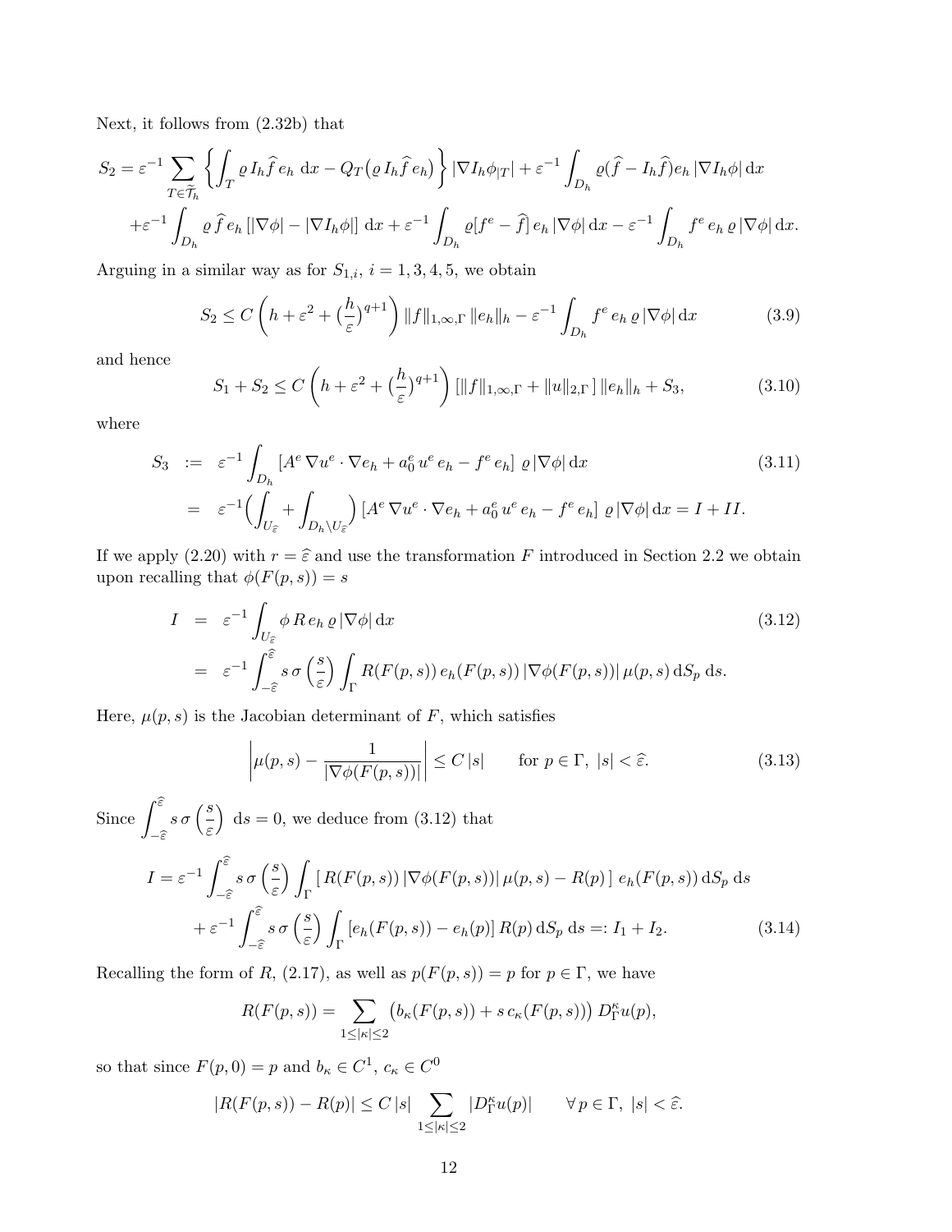Next, it follows from (2.32b) that

$$S_2 = \varepsilon^{-1} \sum_{T \in \widetilde{\mathcal{T}}_h} \left\{ \int_T \varrho\, I_h \widehat{f}\, e_h \,\mathrm{d}x - Q_T\big(\varrho\, I_h \widehat{f}\, e_h\big) \right\} |\nabla I_h \phi_{|T}| + \varepsilon^{-1} \int_{D_h} \varrho (\widehat{f} - I_h \widehat{f}) e_h \,|\nabla I_h \phi| \,\mathrm{d}x$$

$$+ \varepsilon^{-1} \int_{D_h} \varrho\, \widehat{f}\, e_h \,[|\nabla \phi| - |\nabla I_h \phi|] \,\mathrm{d}x + \varepsilon^{-1} \int_{D_h} \varrho [f^e - \widehat{f}]\, e_h \,|\nabla \phi| \,\mathrm{d}x - \varepsilon^{-1} \int_{D_h} f^e\, e_h\, \varrho\, |\nabla \phi| \,\mathrm{d}x.$$

Arguing in a similar way as for $S_{1,i}$, $i = 1, 3, 4, 5$, we obtain

$$S_2 \leq C \left( h + \varepsilon^2 + \big(\frac{h}{\varepsilon}\big)^{q+1} \right) \|f\|_{1,\infty,\Gamma} \, \|e_h\|_h - \varepsilon^{-1} \int_{D_h} f^e\, e_h\, \varrho\, |\nabla \phi| \,\mathrm{d}x \tag{3.9}$$

and hence

$$S_1 + S_2 \leq C \left( h + \varepsilon^2 + \big(\frac{h}{\varepsilon}\big)^{q+1} \right) [\|f\|_{1,\infty,\Gamma} + \|u\|_{2,\Gamma}]\, \|e_h\|_h + S_3, \tag{3.10}$$

where

$$\begin{aligned} S_3 &:= \varepsilon^{-1} \int_{D_h} [A^e \nabla u^e \cdot \nabla e_h + a_0^e\, u^e\, e_h - f^e\, e_h] \;\varrho\, |\nabla \phi| \,\mathrm{d}x \qquad (3.11) \\ &= \varepsilon^{-1} \Big( \int_{U_{\widehat{\varepsilon}}} + \int_{D_h \setminus U_{\widehat{\varepsilon}}} \Big) [A^e \nabla u^e \cdot \nabla e_h + a_0^e\, u^e\, e_h - f^e\, e_h] \;\varrho\, |\nabla \phi| \,\mathrm{d}x = I + II. \end{aligned}$$

If we apply (2.20) with $r = \widehat{\varepsilon}$ and use the transformation $F$ introduced in Section 2.2 we obtain upon recalling that $\phi(F(p,s)) = s$

$$\begin{aligned} I &= \varepsilon^{-1} \int_{U_{\widehat{\varepsilon}}} \phi\, R\, e_h\, \varrho\, |\nabla \phi| \,\mathrm{d}x \qquad (3.12) \\ &= \varepsilon^{-1} \int_{-\widehat{\varepsilon}}^{\widehat{\varepsilon}} s\, \sigma\left(\frac{s}{\varepsilon}\right) \int_\Gamma R(F(p,s))\, e_h(F(p,s))\, |\nabla \phi(F(p,s))|\, \mu(p,s) \,\mathrm{d}S_p \,\mathrm{d}s. \end{aligned}$$

Here, $\mu(p,s)$ is the Jacobian determinant of $F$, which satisfies

$$\left| \mu(p,s) - \frac{1}{|\nabla \phi(F(p,s))|} \right| \leq C\, |s| \qquad \text{for } p \in \Gamma,\ |s| < \widehat{\varepsilon}. \tag{3.13}$$

Since $\displaystyle\int_{-\widehat{\varepsilon}}^{\widehat{\varepsilon}} s\, \sigma\left(\frac{s}{\varepsilon}\right) \,\mathrm{d}s = 0$, we deduce from (3.12) that

$$\begin{aligned} I &= \varepsilon^{-1} \int_{-\widehat{\varepsilon}}^{\widehat{\varepsilon}} s\, \sigma\left(\frac{s}{\varepsilon}\right) \int_\Gamma [\, R(F(p,s))\, |\nabla \phi(F(p,s))|\, \mu(p,s) - R(p)\,]\; e_h(F(p,s)) \,\mathrm{d}S_p \,\mathrm{d}s \\ &\quad + \varepsilon^{-1} \int_{-\widehat{\varepsilon}}^{\widehat{\varepsilon}} s\, \sigma\left(\frac{s}{\varepsilon}\right) \int_\Gamma [e_h(F(p,s)) - e_h(p)]\, R(p) \,\mathrm{d}S_p \,\mathrm{d}s =: I_1 + I_2. \qquad (3.14) \end{aligned}$$

Recalling the form of $R$, (2.17), as well as $p(F(p,s)) = p$ for $p \in \Gamma$, we have

$$R(F(p,s)) = \sum_{1 \leq |\kappa| \leq 2} \big( b_\kappa(F(p,s)) + s\, c_\kappa(F(p,s)) \big)\, D_\Gamma^\kappa u(p),$$

so that since $F(p,0) = p$ and $b_\kappa \in C^1$, $c_\kappa \in C^0$

$$|R(F(p,s)) - R(p)| \leq C\, |s| \sum_{1 \leq |\kappa| \leq 2} |D_\Gamma^\kappa u(p)| \qquad \forall\, p \in \Gamma,\ |s| < \widehat{\varepsilon}.$$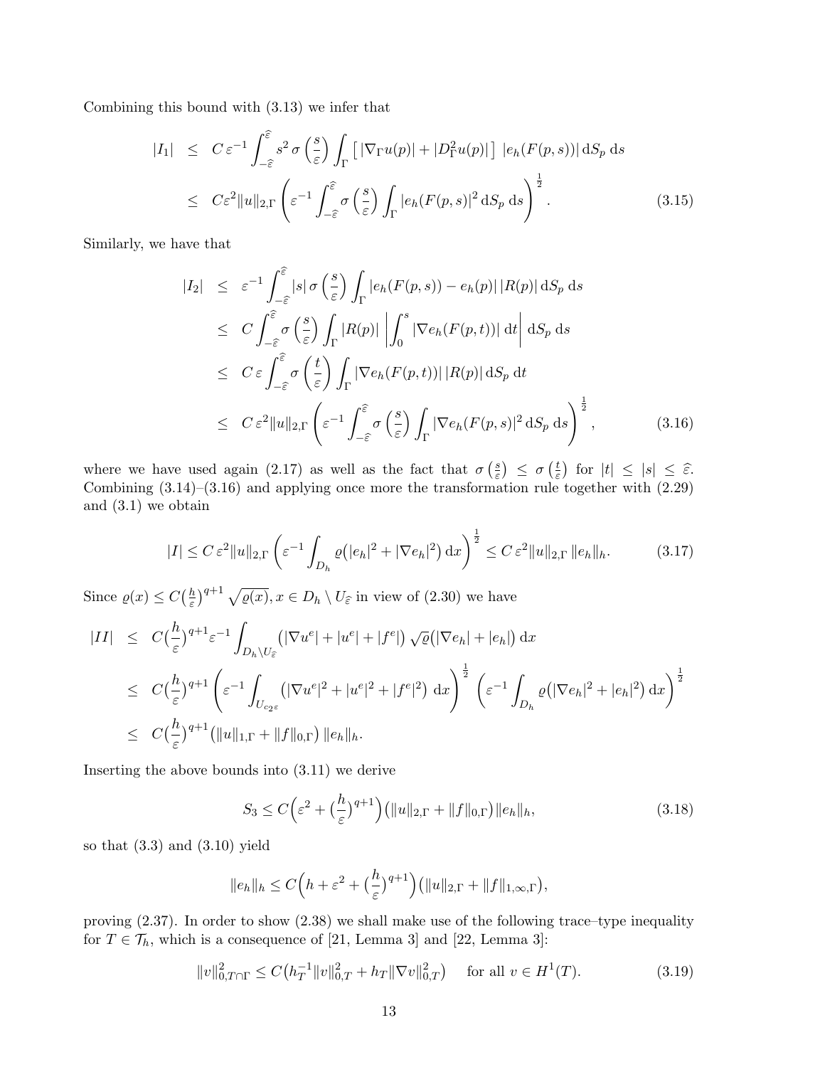Combining this bound with (3.13) we infer that

$$
\begin{aligned}
|I_1| &\le C\,\varepsilon^{-1}\int_{-\widehat{\varepsilon}}^{\widehat{\varepsilon}} s^2\,\sigma\left(\frac{s}{\varepsilon}\right)\int_\Gamma \left[\,|\nabla_\Gamma u(p)| + |D^2_\Gamma u(p)|\,\right]\,|e_h(F(p,s))|\,\mathrm{d}S_p\,\mathrm{d}s \\
&\le C\varepsilon^2\|u\|_{2,\Gamma}\left(\varepsilon^{-1}\int_{-\widehat{\varepsilon}}^{\widehat{\varepsilon}}\sigma\left(\frac{s}{\varepsilon}\right)\int_\Gamma |e_h(F(p,s)|^2\,\mathrm{d}S_p\,\mathrm{d}s\right)^{\frac12}. \qquad (3.15)
\end{aligned}
$$

Similarly, we have that

$$
\begin{aligned}
|I_2| &\le \varepsilon^{-1}\int_{-\widehat{\varepsilon}}^{\widehat{\varepsilon}} |s|\,\sigma\left(\frac{s}{\varepsilon}\right)\int_\Gamma |e_h(F(p,s)) - e_h(p)|\,|R(p)|\,\mathrm{d}S_p\,\mathrm{d}s \\
&\le C\int_{-\widehat{\varepsilon}}^{\widehat{\varepsilon}}\sigma\left(\frac{s}{\varepsilon}\right)\int_\Gamma |R(p)|\left|\int_0^s |\nabla e_h(F(p,t))|\,\mathrm{d}t\right|\,\mathrm{d}S_p\,\mathrm{d}s \\
&\le C\,\varepsilon\int_{-\widehat{\varepsilon}}^{\widehat{\varepsilon}}\sigma\left(\frac{t}{\varepsilon}\right)\int_\Gamma |\nabla e_h(F(p,t))|\,|R(p)|\,\mathrm{d}S_p\,\mathrm{d}t \\
&\le C\,\varepsilon^2\|u\|_{2,\Gamma}\left(\varepsilon^{-1}\int_{-\widehat{\varepsilon}}^{\widehat{\varepsilon}}\sigma\left(\frac{s}{\varepsilon}\right)\int_\Gamma |\nabla e_h(F(p,s)|^2\,\mathrm{d}S_p\,\mathrm{d}s\right)^{\frac12}, \qquad (3.16)
\end{aligned}
$$

where we have used again (2.17) as well as the fact that $\sigma\left(\frac{s}{\varepsilon}\right) \le \sigma\left(\frac{t}{\varepsilon}\right)$ for $|t| \le |s| \le \widehat{\varepsilon}$. Combining (3.14)–(3.16) and applying once more the transformation rule together with (2.29) and (3.1) we obtain

$$
|I| \le C\,\varepsilon^2\|u\|_{2,\Gamma}\left(\varepsilon^{-1}\int_{D_h}\varrho\big(|e_h|^2 + |\nabla e_h|^2\big)\,\mathrm{d}x\right)^{\frac12} \le C\,\varepsilon^2\|u\|_{2,\Gamma}\,\|e_h\|_h. \qquad (3.17)
$$

Since $\varrho(x) \le C\big(\frac{h}{\varepsilon}\big)^{q+1}\sqrt{\varrho(x)}, x \in D_h \setminus U_{\widehat{\varepsilon}}$ in view of (2.30) we have

$$
\begin{aligned}
|II| &\le C\big(\frac{h}{\varepsilon}\big)^{q+1}\varepsilon^{-1}\int_{D_h\setminus U_{\widehat{\varepsilon}}}\big(|\nabla u^e| + |u^e| + |f^e|\big)\sqrt{\varrho}\big(|\nabla e_h| + |e_h|\big)\,\mathrm{d}x \\
&\le C\big(\frac{h}{\varepsilon}\big)^{q+1}\left(\varepsilon^{-1}\int_{U_{c_2\varepsilon}}\big(|\nabla u^e|^2 + |u^e|^2 + |f^e|^2\big)\,\mathrm{d}x\right)^{\frac12}\left(\varepsilon^{-1}\int_{D_h}\varrho\big(|\nabla e_h|^2 + |e_h|^2\big)\,\mathrm{d}x\right)^{\frac12} \\
&\le C\big(\frac{h}{\varepsilon}\big)^{q+1}\big(\|u\|_{1,\Gamma} + \|f\|_{0,\Gamma}\big)\,\|e_h\|_h.
\end{aligned}
$$

Inserting the above bounds into (3.11) we derive

$$
S_3 \le C\Big(\varepsilon^2 + \big(\frac{h}{\varepsilon}\big)^{q+1}\Big)\big(\|u\|_{2,\Gamma} + \|f\|_{0,\Gamma}\big)\|e_h\|_h, \qquad (3.18)
$$

so that (3.3) and (3.10) yield

$$
\|e_h\|_h \le C\Big(h + \varepsilon^2 + \big(\frac{h}{\varepsilon}\big)^{q+1}\Big)\big(\|u\|_{2,\Gamma} + \|f\|_{1,\infty,\Gamma}\big),
$$

proving (2.37). In order to show (2.38) we shall make use of the following trace–type inequality for $T \in \mathcal{T}_h$, which is a consequence of [21, Lemma 3] and [22, Lemma 3]:

$$
\|v\|^2_{0,T\cap\Gamma} \le C\big(h_T^{-1}\|v\|^2_{0,T} + h_T\|\nabla v\|^2_{0,T}\big) \quad \text{for all } v \in H^1(T). \qquad (3.19)
$$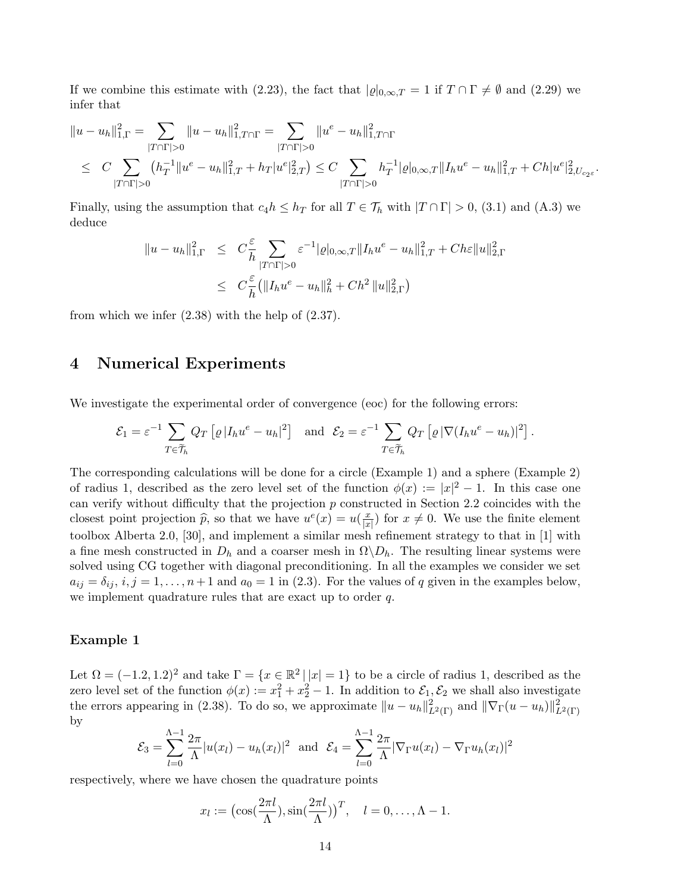If we combine this estimate with (2.23), the fact that $|\varrho|_{0,\infty,T} = 1$ if $T \cap \Gamma \neq \emptyset$ and (2.29) we infer that

$$
\begin{aligned}
\|u - u_h\|_{1,\Gamma}^2 &= \sum_{|T\cap\Gamma|>0} \|u - u_h\|_{1,T\cap\Gamma}^2 = \sum_{|T\cap\Gamma|>0} \|u^e - u_h\|_{1,T\cap\Gamma}^2 \\
&\leq C \sum_{|T\cap\Gamma|>0} \left( h_T^{-1} \|u^e - u_h\|_{1,T}^2 + h_T |u^e|_{2,T}^2 \right) \leq C \sum_{|T\cap\Gamma|>0} h_T^{-1} |\varrho|_{0,\infty,T} \|I_h u^e - u_h\|_{1,T}^2 + Ch|u^e|_{2,U_{c_2\varepsilon}}^2.
\end{aligned}
$$

Finally, using the assumption that $c_4 h \leq h_T$ for all $T \in \mathcal{T}_h$ with $|T \cap \Gamma| > 0$, (3.1) and (A.3) we deduce

$$
\begin{aligned}
\|u - u_h\|_{1,\Gamma}^2 &\leq C \frac{\varepsilon}{h} \sum_{|T\cap\Gamma|>0} \varepsilon^{-1} |\varrho|_{0,\infty,T} \|I_h u^e - u_h\|_{1,T}^2 + Ch\varepsilon \|u\|_{2,\Gamma}^2 \\
&\leq C \frac{\varepsilon}{h} \left( \|I_h u^e - u_h\|_h^2 + Ch^2 \|u\|_{2,\Gamma}^2 \right)
\end{aligned}
$$

from which we infer (2.38) with the help of (2.37).

# 4 Numerical Experiments

We investigate the experimental order of convergence (eoc) for the following errors:

$$
\mathcal{E}_1 = \varepsilon^{-1} \sum_{T \in \widetilde{\mathcal{T}}_h} Q_T \left[ \varrho \, |I_h u^e - u_h|^2 \right] \quad \text{and} \quad \mathcal{E}_2 = \varepsilon^{-1} \sum_{T \in \widetilde{\mathcal{T}}_h} Q_T \left[ \varrho \, |\nabla (I_h u^e - u_h)|^2 \right].
$$

The corresponding calculations will be done for a circle (Example 1) and a sphere (Example 2) of radius 1, described as the zero level set of the function $\phi(x) := |x|^2 - 1$. In this case one can verify without difficulty that the projection $p$ constructed in Section 2.2 coincides with the closest point projection $\widehat{p}$, so that we have $u^e(x) = u(\frac{x}{|x|})$ for $x \neq 0$. We use the finite element toolbox Alberta 2.0, [30], and implement a similar mesh refinement strategy to that in [1] with a fine mesh constructed in $D_h$ and a coarser mesh in $\Omega \backslash D_h$. The resulting linear systems were solved using CG together with diagonal preconditioning. In all the examples we consider we set $a_{ij} = \delta_{ij}$, $i, j = 1, \ldots, n+1$ and $a_0 = 1$ in (2.3). For the values of $q$ given in the examples below, we implement quadrature rules that are exact up to order $q$.

### Example 1

Let $\Omega = (-1.2, 1.2)^2$ and take $\Gamma = \{x \in \mathbb{R}^2 \,|\, |x| = 1\}$ to be a circle of radius 1, described as the zero level set of the function $\phi(x) := x_1^2 + x_2^2 - 1$. In addition to $\mathcal{E}_1, \mathcal{E}_2$ we shall also investigate the errors appearing in (2.38). To do so, we approximate $\|u - u_h\|_{L^2(\Gamma)}^2$ and $\|\nabla_\Gamma (u - u_h)\|_{L^2(\Gamma)}^2$ by

$$
\mathcal{E}_3 = \sum_{l=0}^{\Lambda-1} \frac{2\pi}{\Lambda} |u(x_l) - u_h(x_l)|^2 \quad \text{and} \quad \mathcal{E}_4 = \sum_{l=0}^{\Lambda-1} \frac{2\pi}{\Lambda} |\nabla_\Gamma u(x_l) - \nabla_\Gamma u_h(x_l)|^2
$$

respectively, where we have chosen the quadrature points

$$
x_l := \left( \cos(\frac{2\pi l}{\Lambda}), \sin(\frac{2\pi l}{\Lambda}) \right)^T, \quad l = 0, \ldots, \Lambda - 1.
$$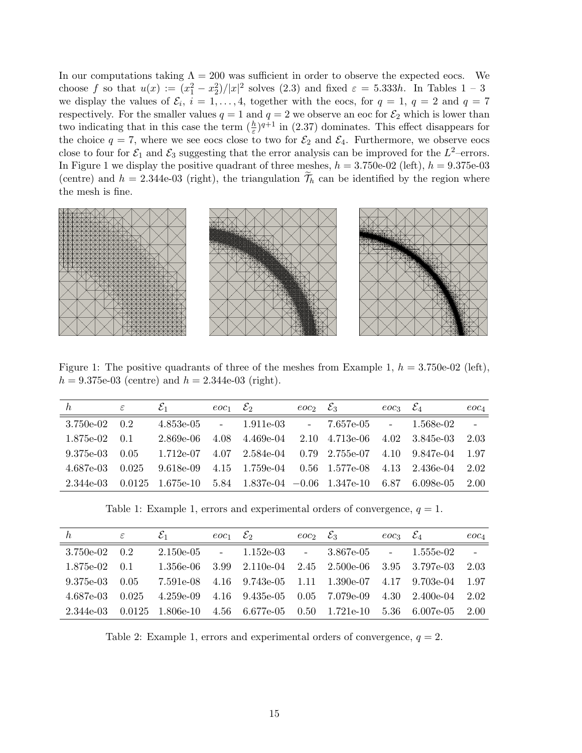In our computations taking $\Lambda = 200$ was sufficient in order to observe the expected eocs. We choose $f$ so that $u(x) := (x_1^2 - x_2^2)/|x|^2$ solves (2.3) and fixed $\varepsilon = 5.333h$. In Tables 1 – 3 we display the values of $\mathcal{E}_i$, $i = 1, \ldots, 4$, together with the eocs, for $q = 1$, $q = 2$ and $q = 7$ respectively. For the smaller values $q = 1$ and $q = 2$ we observe an eoc for $\mathcal{E}_2$ which is lower than two indicating that in this case the term $(\frac{h}{\varepsilon})^{q+1}$ in (2.37) dominates. This effect disappears for the choice $q = 7$, where we see eocs close to two for $\mathcal{E}_2$ and $\mathcal{E}_4$. Furthermore, we observe eocs close to four for $\mathcal{E}_1$ and $\mathcal{E}_3$ suggesting that the error analysis can be improved for the $L^2$–errors. In Figure 1 we display the positive quadrant of three meshes, $h =$ 3.750e-02 (left), $h =$ 9.375e-03 (centre) and $h =$ 2.344e-03 (right), the triangulation $\widetilde{\mathcal{T}}_h$ can be identified by the region where the mesh is fine.

Figure 1: The positive quadrants of three of the meshes from Example 1, $h =$ 3.750e-02 (left), $h =$ 9.375e-03 (centre) and $h =$ 2.344e-03 (right).

| $h$ | $\varepsilon$ | $\mathcal{E}_1$ | $eoc_1$ | $\mathcal{E}_2$ | $eoc_2$ | $\mathcal{E}_3$ | $eoc_3$ | $\mathcal{E}_4$ | $eoc_4$ |
|---|---|---|---|---|---|---|---|---|---|
| 3.750e-02 | 0.2 | 4.853e-05 | - | 1.911e-03 | - | 7.657e-05 | - | 1.568e-02 | - |
| 1.875e-02 | 0.1 | 2.869e-06 | 4.08 | 4.469e-04 | 2.10 | 4.713e-06 | 4.02 | 3.845e-03 | 2.03 |
| 9.375e-03 | 0.05 | 1.712e-07 | 4.07 | 2.584e-04 | 0.79 | 2.755e-07 | 4.10 | 9.847e-04 | 1.97 |
| 4.687e-03 | 0.025 | 9.618e-09 | 4.15 | 1.759e-04 | 0.56 | 1.577e-08 | 4.13 | 2.436e-04 | 2.02 |
| 2.344e-03 | 0.0125 | 1.675e-10 | 5.84 | 1.837e-04 | $-0.06$ | 1.347e-10 | 6.87 | 6.098e-05 | 2.00 |

Table 1: Example 1, errors and experimental orders of convergence, $q = 1$.

| $h$ | $\varepsilon$ | $\mathcal{E}_1$ | $eoc_1$ | $\mathcal{E}_2$ | $eoc_2$ | $\mathcal{E}_3$ | $eoc_3$ | $\mathcal{E}_4$ | $eoc_4$ |
|---|---|---|---|---|---|---|---|---|---|
| 3.750e-02 | 0.2 | 2.150e-05 | - | 1.152e-03 | - | 3.867e-05 | - | 1.555e-02 | - |
| 1.875e-02 | 0.1 | 1.356e-06 | 3.99 | 2.110e-04 | 2.45 | 2.500e-06 | 3.95 | 3.797e-03 | 2.03 |
| 9.375e-03 | 0.05 | 7.591e-08 | 4.16 | 9.743e-05 | 1.11 | 1.390e-07 | 4.17 | 9.703e-04 | 1.97 |
| 4.687e-03 | 0.025 | 4.259e-09 | 4.16 | 9.435e-05 | 0.05 | 7.079e-09 | 4.30 | 2.400e-04 | 2.02 |
| 2.344e-03 | 0.0125 | 1.806e-10 | 4.56 | 6.677e-05 | 0.50 | 1.721e-10 | 5.36 | 6.007e-05 | 2.00 |

Table 2: Example 1, errors and experimental orders of convergence, $q = 2$.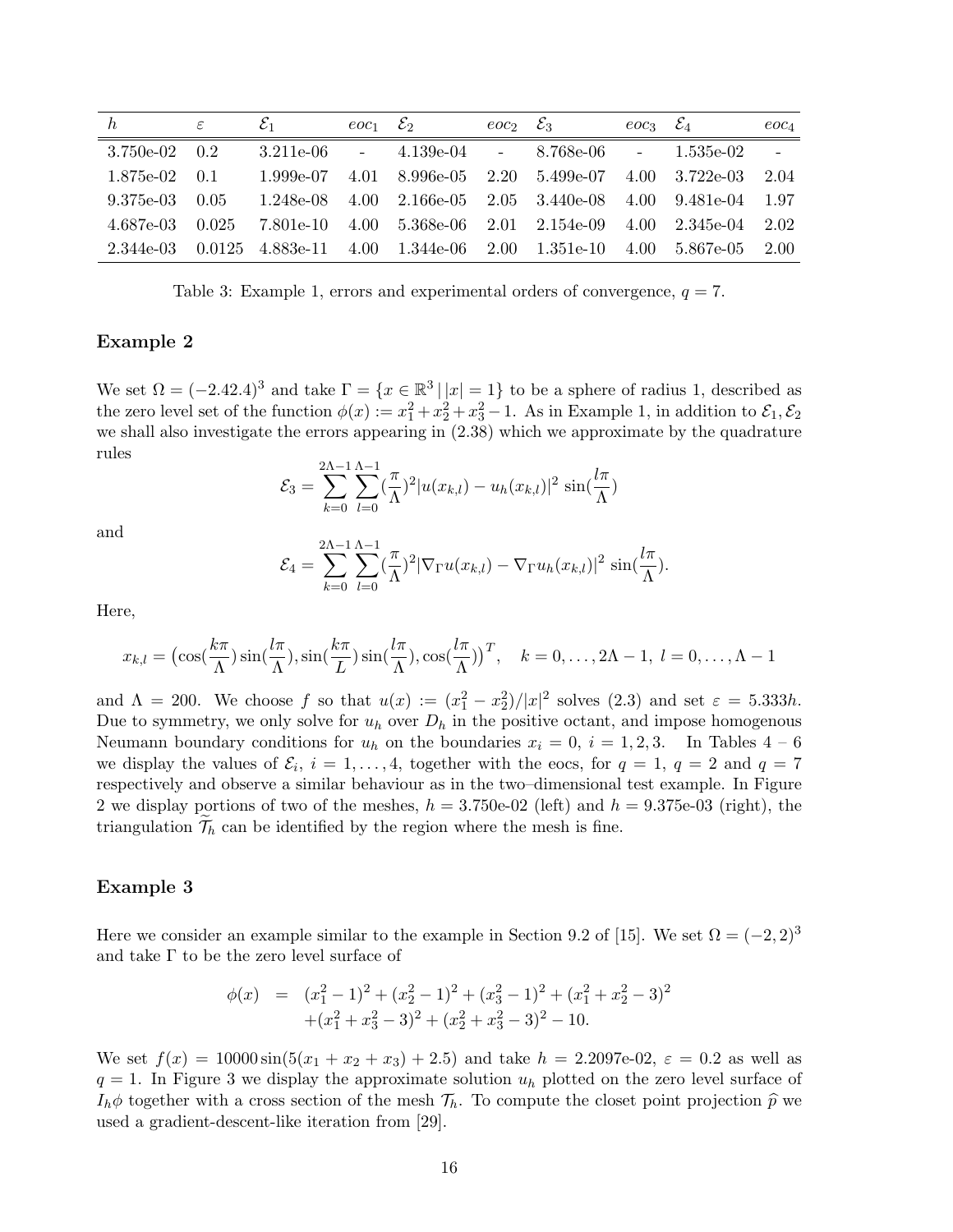| $h$ | $\varepsilon$ | $\mathcal{E}_1$ | $eoc_1$ | $\mathcal{E}_2$ | $eoc_2$ | $\mathcal{E}_3$ | $eoc_3$ | $\mathcal{E}_4$ | $eoc_4$ |
|---|---|---|---|---|---|---|---|---|---|
| 3.750e-02 | 0.2 | 3.211e-06 | - | 4.139e-04 | - | 8.768e-06 | - | 1.535e-02 | - |
| 1.875e-02 | 0.1 | 1.999e-07 | 4.01 | 8.996e-05 | 2.20 | 5.499e-07 | 4.00 | 3.722e-03 | 2.04 |
| 9.375e-03 | 0.05 | 1.248e-08 | 4.00 | 2.166e-05 | 2.05 | 3.440e-08 | 4.00 | 9.481e-04 | 1.97 |
| 4.687e-03 | 0.025 | 7.801e-10 | 4.00 | 5.368e-06 | 2.01 | 2.154e-09 | 4.00 | 2.345e-04 | 2.02 |
| 2.344e-03 | 0.0125 | 4.883e-11 | 4.00 | 1.344e-06 | 2.00 | 1.351e-10 | 4.00 | 5.867e-05 | 2.00 |

Table 3: Example 1, errors and experimental orders of convergence, $q = 7$.

### Example 2

We set $\Omega = (-2.42.4)^3$ and take $\Gamma = \{x \in \mathbb{R}^3 \,|\, |x| = 1\}$ to be a sphere of radius 1, described as the zero level set of the function $\phi(x) := x_1^2 + x_2^2 + x_3^2 - 1$. As in Example 1, in addition to $\mathcal{E}_1, \mathcal{E}_2$ we shall also investigate the errors appearing in (2.38) which we approximate by the quadrature rules

$$\mathcal{E}_3 = \sum_{k=0}^{2\Lambda-1} \sum_{l=0}^{\Lambda-1} (\frac{\pi}{\Lambda})^2 |u(x_{k,l}) - u_h(x_{k,l})|^2 \, \sin(\frac{l\pi}{\Lambda})$$

and

$$\mathcal{E}_4 = \sum_{k=0}^{2\Lambda-1} \sum_{l=0}^{\Lambda-1} (\frac{\pi}{\Lambda})^2 |\nabla_\Gamma u(x_{k,l}) - \nabla_\Gamma u_h(x_{k,l})|^2 \, \sin(\frac{l\pi}{\Lambda}).$$

Here,

$$x_{k,l} = \big(\cos(\frac{k\pi}{\Lambda})\sin(\frac{l\pi}{\Lambda}), \sin(\frac{k\pi}{L})\sin(\frac{l\pi}{\Lambda}), \cos(\frac{l\pi}{\Lambda})\big)^T, \quad k = 0, \ldots, 2\Lambda - 1, \; l = 0, \ldots, \Lambda - 1$$

and $\Lambda = 200$. We choose $f$ so that $u(x) := (x_1^2 - x_2^2)/|x|^2$ solves (2.3) and set $\varepsilon = 5.333h$. Due to symmetry, we only solve for $u_h$ over $D_h$ in the positive octant, and impose homogenous Neumann boundary conditions for $u_h$ on the boundaries $x_i = 0$, $i = 1, 2, 3$. In Tables 4 – 6 we display the values of $\mathcal{E}_i$, $i = 1, \ldots, 4$, together with the eocs, for $q = 1$, $q = 2$ and $q = 7$ respectively and observe a similar behaviour as in the two–dimensional test example. In Figure 2 we display portions of two of the meshes, $h = 3.750$e-02 (left) and $h = 9.375$e-03 (right), the triangulation $\widetilde{\mathcal{T}}_h$ can be identified by the region where the mesh is fine.

### Example 3

Here we consider an example similar to the example in Section 9.2 of [15]. We set $\Omega = (-2, 2)^3$ and take $\Gamma$ to be the zero level surface of

$$\begin{aligned}\phi(x) \;&=\; (x_1^2 - 1)^2 + (x_2^2 - 1)^2 + (x_3^2 - 1)^2 + (x_1^2 + x_2^2 - 3)^2 \\ &\quad + (x_1^2 + x_3^2 - 3)^2 + (x_2^2 + x_3^2 - 3)^2 - 10.\end{aligned}$$

We set $f(x) = 10000 \sin(5(x_1 + x_2 + x_3) + 2.5)$ and take $h = 2.2097$e-02, $\varepsilon = 0.2$ as well as $q = 1$. In Figure 3 we display the approximate solution $u_h$ plotted on the zero level surface of $I_h\phi$ together with a cross section of the mesh $\mathcal{T}_h$. To compute the closet point projection $\widehat{p}$ we used a gradient-descent-like iteration from [29].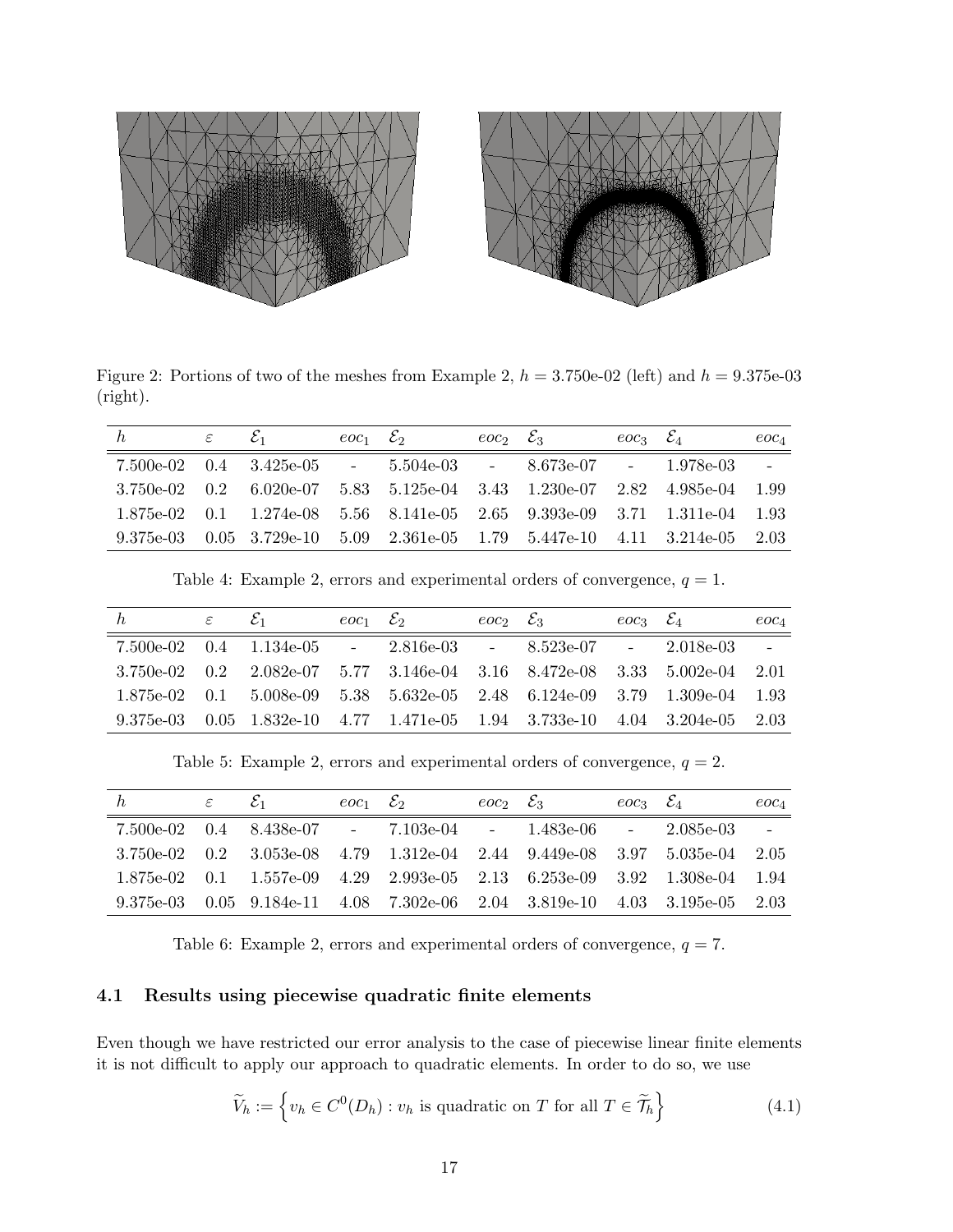Figure 2: Portions of two of the meshes from Example 2, $h$ = 3.750e-02 (left) and $h$ = 9.375e-03 (right).

| $h$ | $\varepsilon$ | $\mathcal{E}_1$ | $eoc_1$ | $\mathcal{E}_2$ | $eoc_2$ | $\mathcal{E}_3$ | $eoc_3$ | $\mathcal{E}_4$ | $eoc_4$ |
|---|---|---|---|---|---|---|---|---|---|
| 7.500e-02 | 0.4 | 3.425e-05 | - | 5.504e-03 | - | 8.673e-07 | - | 1.978e-03 | - |
| 3.750e-02 | 0.2 | 6.020e-07 | 5.83 | 5.125e-04 | 3.43 | 1.230e-07 | 2.82 | 4.985e-04 | 1.99 |
| 1.875e-02 | 0.1 | 1.274e-08 | 5.56 | 8.141e-05 | 2.65 | 9.393e-09 | 3.71 | 1.311e-04 | 1.93 |
| 9.375e-03 | 0.05 | 3.729e-10 | 5.09 | 2.361e-05 | 1.79 | 5.447e-10 | 4.11 | 3.214e-05 | 2.03 |

Table 4: Example 2, errors and experimental orders of convergence, $q = 1$.

| $h$ | $\varepsilon$ | $\mathcal{E}_1$ | $eoc_1$ | $\mathcal{E}_2$ | $eoc_2$ | $\mathcal{E}_3$ | $eoc_3$ | $\mathcal{E}_4$ | $eoc_4$ |
|---|---|---|---|---|---|---|---|---|---|
| 7.500e-02 | 0.4 | 1.134e-05 | - | 2.816e-03 | - | 8.523e-07 | - | 2.018e-03 | - |
| 3.750e-02 | 0.2 | 2.082e-07 | 5.77 | 3.146e-04 | 3.16 | 8.472e-08 | 3.33 | 5.002e-04 | 2.01 |
| 1.875e-02 | 0.1 | 5.008e-09 | 5.38 | 5.632e-05 | 2.48 | 6.124e-09 | 3.79 | 1.309e-04 | 1.93 |
| 9.375e-03 | 0.05 | 1.832e-10 | 4.77 | 1.471e-05 | 1.94 | 3.733e-10 | 4.04 | 3.204e-05 | 2.03 |

Table 5: Example 2, errors and experimental orders of convergence, $q = 2$.

| $h$ | $\varepsilon$ | $\mathcal{E}_1$ | $eoc_1$ | $\mathcal{E}_2$ | $eoc_2$ | $\mathcal{E}_3$ | $eoc_3$ | $\mathcal{E}_4$ | $eoc_4$ |
|---|---|---|---|---|---|---|---|---|---|
| 7.500e-02 | 0.4 | 8.438e-07 | - | 7.103e-04 | - | 1.483e-06 | - | 2.085e-03 | - |
| 3.750e-02 | 0.2 | 3.053e-08 | 4.79 | 1.312e-04 | 2.44 | 9.449e-08 | 3.97 | 5.035e-04 | 2.05 |
| 1.875e-02 | 0.1 | 1.557e-09 | 4.29 | 2.993e-05 | 2.13 | 6.253e-09 | 3.92 | 1.308e-04 | 1.94 |
| 9.375e-03 | 0.05 | 9.184e-11 | 4.08 | 7.302e-06 | 2.04 | 3.819e-10 | 4.03 | 3.195e-05 | 2.03 |

Table 6: Example 2, errors and experimental orders of convergence, $q = 7$.

### 4.1 Results using piecewise quadratic finite elements

Even though we have restricted our error analysis to the case of piecewise linear finite elements it is not difficult to apply our approach to quadratic elements. In order to do so, we use

$$\widetilde{V}_h := \left\{ v_h \in C^0(D_h) : v_h \text{ is quadratic on } T \text{ for all } T \in \widetilde{\mathcal{T}}_h \right\} \tag{4.1}$$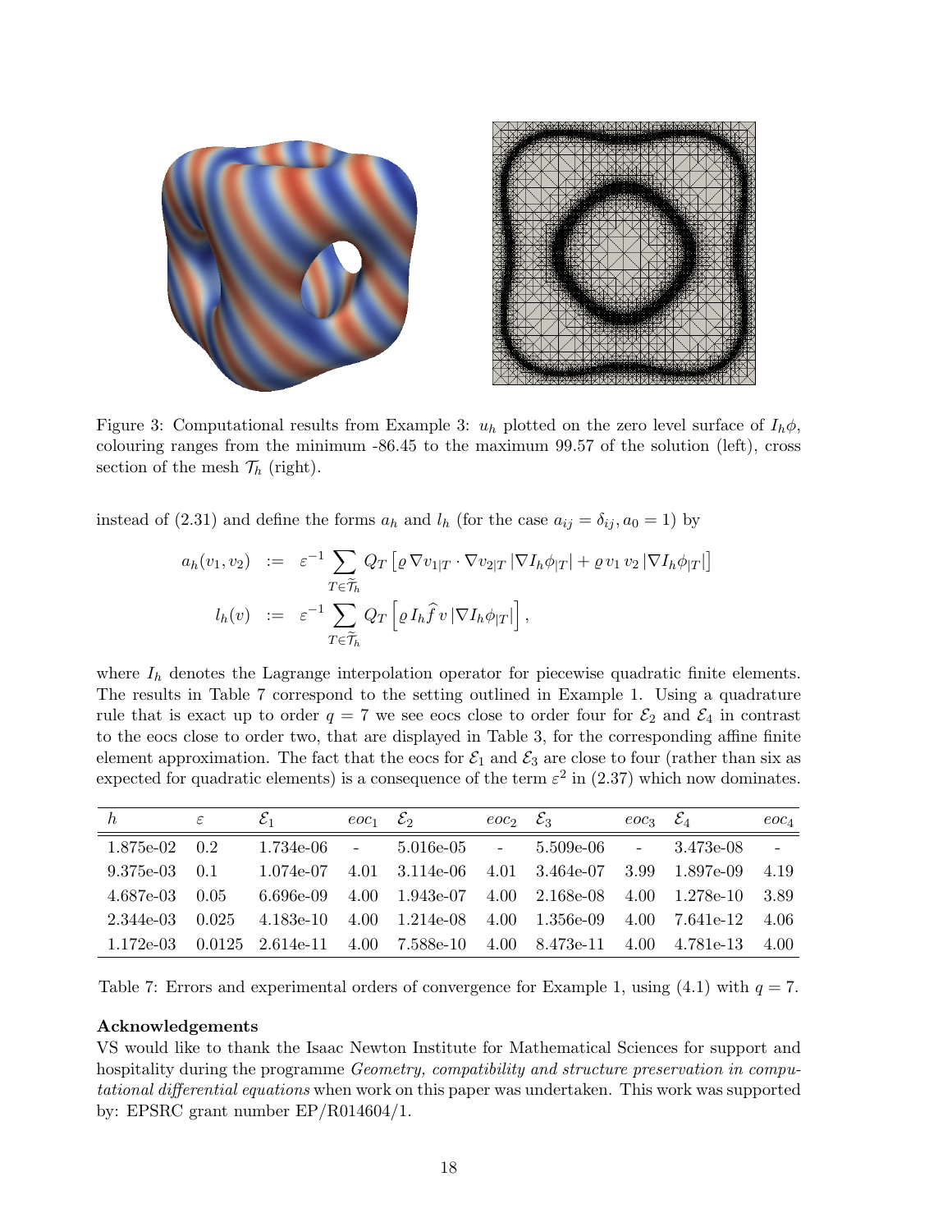Figure 3: Computational results from Example 3: $u_h$ plotted on the zero level surface of $I_h\phi$, colouring ranges from the minimum -86.45 to the maximum 99.57 of the solution (left), cross section of the mesh $\mathcal{T}_h$ (right).

instead of (2.31) and define the forms $a_h$ and $l_h$ (for the case $a_{ij} = \delta_{ij}, a_0 = 1$) by

$$
\begin{aligned}
a_h(v_1, v_2) &:= \varepsilon^{-1} \sum_{T\in\widetilde{\mathcal{T}}_h} Q_T \left[ \varrho \, \nabla v_{1|T} \cdot \nabla v_{2|T} \, |\nabla I_h \phi_{|T}| + \varrho \, v_1 \, v_2 \, |\nabla I_h \phi_{|T}| \right] \\
l_h(v) &:= \varepsilon^{-1} \sum_{T\in\widetilde{\mathcal{T}}_h} Q_T \left[ \varrho \, I_h \widehat{f} \, v \, |\nabla I_h \phi_{|T}| \right],
\end{aligned}
$$

where $I_h$ denotes the Lagrange interpolation operator for piecewise quadratic finite elements. The results in Table 7 correspond to the setting outlined in Example 1. Using a quadrature rule that is exact up to order $q = 7$ we see eocs close to order four for $\mathcal{E}_2$ and $\mathcal{E}_4$ in contrast to the eocs close to order two, that are displayed in Table 3, for the corresponding affine finite element approximation. The fact that the eocs for $\mathcal{E}_1$ and $\mathcal{E}_3$ are close to four (rather than six as expected for quadratic elements) is a consequence of the term $\varepsilon^2$ in (2.37) which now dominates.

| $h$ | $\varepsilon$ | $\mathcal{E}_1$ | $eoc_1$ | $\mathcal{E}_2$ | $eoc_2$ | $\mathcal{E}_3$ | $eoc_3$ | $\mathcal{E}_4$ | $eoc_4$ |
|---|---|---|---|---|---|---|---|---|---|
| 1.875e-02 | 0.2 | 1.734e-06 | - | 5.016e-05 | - | 5.509e-06 | - | 3.473e-08 | - |
| 9.375e-03 | 0.1 | 1.074e-07 | 4.01 | 3.114e-06 | 4.01 | 3.464e-07 | 3.99 | 1.897e-09 | 4.19 |
| 4.687e-03 | 0.05 | 6.696e-09 | 4.00 | 1.943e-07 | 4.00 | 2.168e-08 | 4.00 | 1.278e-10 | 3.89 |
| 2.344e-03 | 0.025 | 4.183e-10 | 4.00 | 1.214e-08 | 4.00 | 1.356e-09 | 4.00 | 7.641e-12 | 4.06 |
| 1.172e-03 | 0.0125 | 2.614e-11 | 4.00 | 7.588e-10 | 4.00 | 8.473e-11 | 4.00 | 4.781e-13 | 4.00 |

Table 7: Errors and experimental orders of convergence for Example 1, using (4.1) with $q = 7$.

**Acknowledgements**

VS would like to thank the Isaac Newton Institute for Mathematical Sciences for support and hospitality during the programme *Geometry, compatibility and structure preservation in computational differential equations* when work on this paper was undertaken. This work was supported by: EPSRC grant number EP/R014604/1.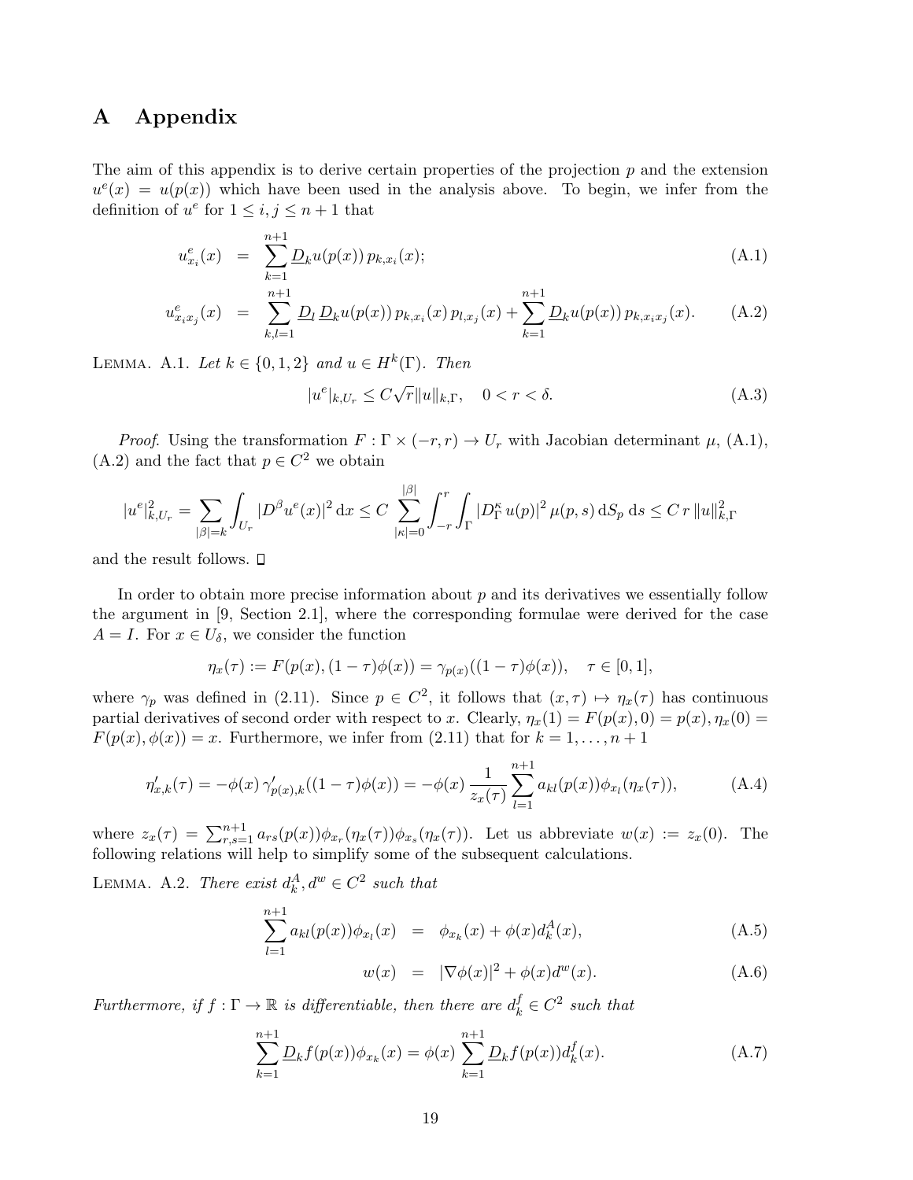# A Appendix

The aim of this appendix is to derive certain properties of the projection $p$ and the extension $u^e(x) = u(p(x))$ which have been used in the analysis above. To begin, we infer from the definition of $u^e$ for $1 \leq i, j \leq n+1$ that

$$
\begin{aligned}
u^e_{x_i}(x) &= \sum_{k=1}^{n+1} \underline{D}_k u(p(x))\, p_{k,x_i}(x); && \text{(A.1)} \\
u^e_{x_i x_j}(x) &= \sum_{k,l=1}^{n+1} \underline{D}_l\, \underline{D}_k u(p(x))\, p_{k,x_i}(x)\, p_{l,x_j}(x) + \sum_{k=1}^{n+1} \underline{D}_k u(p(x))\, p_{k,x_i x_j}(x). && \text{(A.2)}
\end{aligned}
$$

Lemma. A.1. *Let $k \in \{0,1,2\}$ and $u \in H^k(\Gamma)$. Then*

$$
|u^e|_{k,U_r} \leq C\sqrt{r}\|u\|_{k,\Gamma}, \quad 0 < r < \delta. \tag{A.3}
$$

*Proof.* Using the transformation $F : \Gamma \times (-r, r) \to U_r$ with Jacobian determinant $\mu$, (A.1), (A.2) and the fact that $p \in C^2$ we obtain

$$
|u^e|^2_{k,U_r} = \sum_{|\beta|=k} \int_{U_r} |D^\beta u^e(x)|^2 \,\mathrm{d}x \leq C \sum_{|\kappa|=0}^{|\beta|} \int_{-r}^{r} \int_\Gamma |D^\kappa_\Gamma\, u(p)|^2\, \mu(p,s)\, \mathrm{d}S_p\, \mathrm{d}s \leq C\, r\, \|u\|^2_{k,\Gamma}
$$

and the result follows. $\square$

In order to obtain more precise information about $p$ and its derivatives we essentially follow the argument in [9, Section 2.1], where the corresponding formulae were derived for the case $A = I$. For $x \in U_\delta$, we consider the function

$$
\eta_x(\tau) := F(p(x), (1-\tau)\phi(x)) = \gamma_{p(x)}((1-\tau)\phi(x)), \quad \tau \in [0,1],
$$

where $\gamma_p$ was defined in (2.11). Since $p \in C^2$, it follows that $(x,\tau) \mapsto \eta_x(\tau)$ has continuous partial derivatives of second order with respect to $x$. Clearly, $\eta_x(1) = F(p(x), 0) = p(x)$, $\eta_x(0) = F(p(x), \phi(x)) = x$. Furthermore, we infer from (2.11) that for $k = 1, \ldots, n+1$

$$
\eta'_{x,k}(\tau) = -\phi(x)\, \gamma'_{p(x),k}((1-\tau)\phi(x)) = -\phi(x)\, \frac{1}{z_x(\tau)} \sum_{l=1}^{n+1} a_{kl}(p(x)) \phi_{x_l}(\eta_x(\tau)), \tag{A.4}
$$

where $z_x(\tau) = \sum_{r,s=1}^{n+1} a_{rs}(p(x)) \phi_{x_r}(\eta_x(\tau)) \phi_{x_s}(\eta_x(\tau))$. Let us abbreviate $w(x) := z_x(0)$. The following relations will help to simplify some of the subsequent calculations.

Lemma. A.2. *There exist $d^A_k, d^w \in C^2$ such that*

$$
\begin{aligned}
\sum_{l=1}^{n+1} a_{kl}(p(x)) \phi_{x_l}(x) &= \phi_{x_k}(x) + \phi(x) d^A_k(x), && \text{(A.5)} \\
w(x) &= |\nabla \phi(x)|^2 + \phi(x) d^w(x). && \text{(A.6)}
\end{aligned}
$$

*Furthermore, if $f : \Gamma \to \mathbb{R}$ is differentiable, then there are $d^f_k \in C^2$ such that*

$$
\sum_{k=1}^{n+1} \underline{D}_k f(p(x)) \phi_{x_k}(x) = \phi(x) \sum_{k=1}^{n+1} \underline{D}_k f(p(x)) d^f_k(x). \tag{A.7}
$$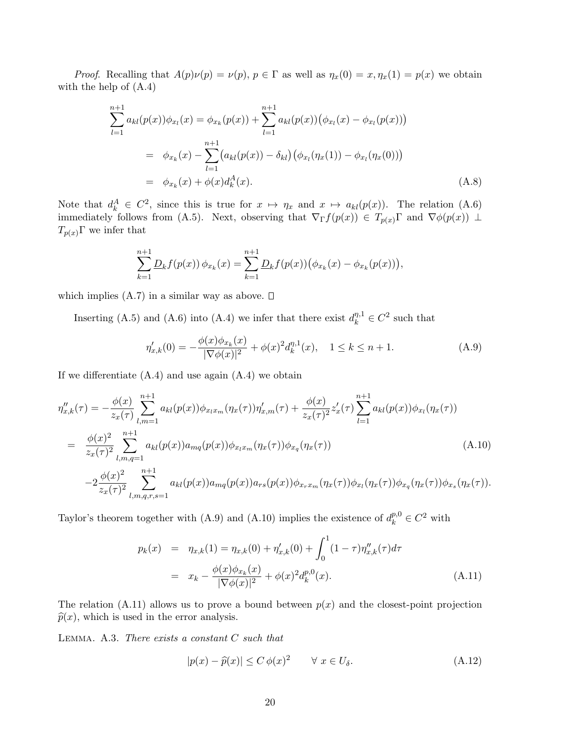*Proof.* Recalling that $A(p)\nu(p) = \nu(p)$, $p \in \Gamma$ as well as $\eta_x(0) = x, \eta_x(1) = p(x)$ we obtain with the help of (A.4)

$$
\begin{aligned}
\sum_{l=1}^{n+1} a_{kl}(p(x))\phi_{x_l}(x) &= \phi_{x_k}(p(x)) + \sum_{l=1}^{n+1} a_{kl}(p(x))\big(\phi_{x_l}(x) - \phi_{x_l}(p(x))\big) \\
&= \phi_{x_k}(x) - \sum_{l=1}^{n+1}\big(a_{kl}(p(x)) - \delta_{kl}\big)\big(\phi_{x_l}(\eta_x(1)) - \phi_{x_l}(\eta_x(0))\big) \\
&= \phi_{x_k}(x) + \phi(x) d_k^A(x). \qquad\qquad (A.8)
\end{aligned}
$$

Note that $d_k^A \in C^2$, since this is true for $x \mapsto \eta_x$ and $x \mapsto a_{kl}(p(x))$. The relation (A.6) immediately follows from (A.5). Next, observing that $\nabla_\Gamma f(p(x)) \in T_{p(x)}\Gamma$ and $\nabla\phi(p(x)) \perp T_{p(x)}\Gamma$ we infer that

$$
\sum_{k=1}^{n+1} \underline{D}_k f(p(x))\, \phi_{x_k}(x) = \sum_{k=1}^{n+1} \underline{D}_k f(p(x))\big(\phi_{x_k}(x) - \phi_{x_k}(p(x))\big),
$$

which implies (A.7) in a similar way as above. $\square$

Inserting (A.5) and (A.6) into (A.4) we infer that there exist $d_k^{\eta,1} \in C^2$ such that

$$
\eta'_{x,k}(0) = -\frac{\phi(x)\phi_{x_k}(x)}{|\nabla\phi(x)|^2} + \phi(x)^2 d_k^{\eta,1}(x), \quad 1 \le k \le n+1. \qquad (A.9)
$$

If we differentiate (A.4) and use again (A.4) we obtain

$$
\begin{aligned}
\eta''_{x,k}(\tau) &= -\frac{\phi(x)}{z_x(\tau)} \sum_{l,m=1}^{n+1} a_{kl}(p(x))\phi_{x_l x_m}(\eta_x(\tau))\eta'_{x,m}(\tau) + \frac{\phi(x)}{z_x(\tau)^2} z'_x(\tau) \sum_{l=1}^{n+1} a_{kl}(p(x))\phi_{x_l}(\eta_x(\tau)) \\
&= \frac{\phi(x)^2}{z_x(\tau)^2} \sum_{l,m,q=1}^{n+1} a_{kl}(p(x))a_{mq}(p(x))\phi_{x_l x_m}(\eta_x(\tau))\phi_{x_q}(\eta_x(\tau)) \qquad\qquad (A.10) \\
&\quad -2\frac{\phi(x)^2}{z_x(\tau)^2} \sum_{l,m,q,r,s=1}^{n+1} a_{kl}(p(x))a_{mq}(p(x))a_{rs}(p(x))\phi_{x_r x_m}(\eta_x(\tau))\phi_{x_l}(\eta_x(\tau))\phi_{x_q}(\eta_x(\tau))\phi_{x_s}(\eta_x(\tau)).
\end{aligned}
$$

Taylor's theorem together with (A.9) and (A.10) implies the existence of $d_k^{p,0} \in C^2$ with

$$
\begin{aligned}
p_k(x) &= \eta_{x,k}(1) = \eta_{x,k}(0) + \eta'_{x,k}(0) + \int_0^1 (1-\tau)\eta''_{x,k}(\tau)d\tau \\
&= x_k - \frac{\phi(x)\phi_{x_k}(x)}{|\nabla\phi(x)|^2} + \phi(x)^2 d_k^{p,0}(x). \qquad\qquad (A.11)
\end{aligned}
$$

The relation (A.11) allows us to prove a bound between $p(x)$ and the closest-point projection $\widehat{p}(x)$, which is used in the error analysis.

LEMMA. A.3. *There exists a constant $C$ such that*

$$
|p(x) - \widehat{p}(x)| \le C\,\phi(x)^2 \qquad \forall\ x \in U_\delta. \qquad (A.12)
$$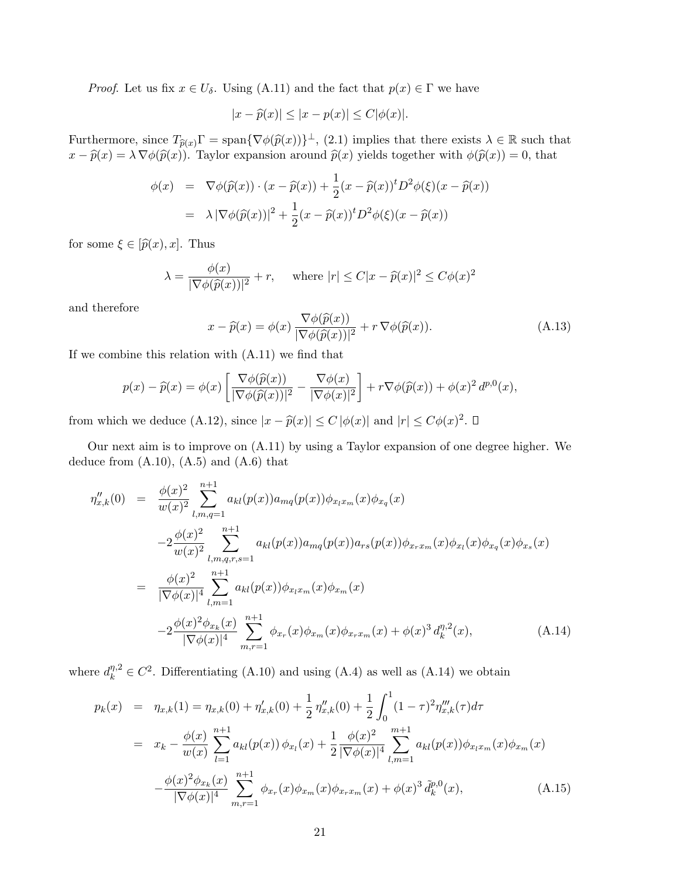*Proof.* Let us fix $x \in U_\delta$. Using (A.11) and the fact that $p(x) \in \Gamma$ we have

$$|x - \widehat{p}(x)| \le |x - p(x)| \le C|\phi(x)|.$$

Furthermore, since $T_{\widehat{p}(x)}\Gamma = \text{span}\{\nabla\phi(\widehat{p}(x))\}^\perp$, (2.1) implies that there exists $\lambda \in \mathbb{R}$ such that $x - \widehat{p}(x) = \lambda \nabla\phi(\widehat{p}(x))$. Taylor expansion around $\widehat{p}(x)$ yields together with $\phi(\widehat{p}(x)) = 0$, that

$$\begin{aligned}
\phi(x) &= \nabla\phi(\widehat{p}(x)) \cdot (x - \widehat{p}(x)) + \frac{1}{2}(x - \widehat{p}(x))^t D^2\phi(\xi)(x - \widehat{p}(x)) \\
&= \lambda\,|\nabla\phi(\widehat{p}(x))|^2 + \frac{1}{2}(x - \widehat{p}(x))^t D^2\phi(\xi)(x - \widehat{p}(x))
\end{aligned}$$

for some $\xi \in [\widehat{p}(x), x]$. Thus

$$\lambda = \frac{\phi(x)}{|\nabla\phi(\widehat{p}(x))|^2} + r, \qquad \text{where } |r| \le C|x - \widehat{p}(x)|^2 \le C\phi(x)^2$$

and therefore

$$x - \widehat{p}(x) = \phi(x)\,\frac{\nabla\phi(\widehat{p}(x))}{|\nabla\phi(\widehat{p}(x))|^2} + r\,\nabla\phi(\widehat{p}(x)). \tag{A.13}$$

If we combine this relation with (A.11) we find that

$$p(x) - \widehat{p}(x) = \phi(x)\left[\frac{\nabla\phi(\widehat{p}(x))}{|\nabla\phi(\widehat{p}(x))|^2} - \frac{\nabla\phi(x)}{|\nabla\phi(x)|^2}\right] + r\nabla\phi(\widehat{p}(x)) + \phi(x)^2\, d^{p,0}(x),$$

from which we deduce (A.12), since $|x - \widehat{p}(x)| \le C\,|\phi(x)|$ and $|r| \le C\phi(x)^2$. $\square$

Our next aim is to improve on (A.11) by using a Taylor expansion of one degree higher. We deduce from (A.10), (A.5) and (A.6) that

$$\begin{aligned}
\eta''_{x,k}(0) &= \frac{\phi(x)^2}{w(x)^2}\sum_{l,m,q=1}^{n+1} a_{kl}(p(x))a_{mq}(p(x))\phi_{x_l x_m}(x)\phi_{x_q}(x) \\
&\quad -2\frac{\phi(x)^2}{w(x)^2}\sum_{l,m,q,r,s=1}^{n+1} a_{kl}(p(x))a_{mq}(p(x))a_{rs}(p(x))\phi_{x_r x_m}(x)\phi_{x_l}(x)\phi_{x_q}(x)\phi_{x_s}(x) \\
&= \frac{\phi(x)^2}{|\nabla\phi(x)|^4}\sum_{l,m=1}^{n+1} a_{kl}(p(x))\phi_{x_l x_m}(x)\phi_{x_m}(x) \\
&\quad -2\frac{\phi(x)^2\phi_{x_k}(x)}{|\nabla\phi(x)|^4}\sum_{m,r=1}^{n+1}\phi_{x_r}(x)\phi_{x_m}(x)\phi_{x_r x_m}(x) + \phi(x)^3\, d_k^{\eta,2}(x),
\end{aligned} \tag{A.14}$$

where $d_k^{\eta,2} \in C^2$. Differentiating (A.10) and using (A.4) as well as (A.14) we obtain

$$\begin{aligned}
p_k(x) &= \eta_{x,k}(1) = \eta_{x,k}(0) + \eta'_{x,k}(0) + \frac{1}{2}\,\eta''_{x,k}(0) + \frac{1}{2}\int_0^1 (1-\tau)^2\eta'''_{x,k}(\tau)d\tau \\
&= x_k - \frac{\phi(x)}{w(x)}\sum_{l=1}^{n+1} a_{kl}(p(x))\,\phi_{x_l}(x) + \frac{1}{2}\frac{\phi(x)^2}{|\nabla\phi(x)|^4}\sum_{l,m=1}^{m+1} a_{kl}(p(x))\phi_{x_l x_m}(x)\phi_{x_m}(x) \\
&\quad -\frac{\phi(x)^2\phi_{x_k}(x)}{|\nabla\phi(x)|^4}\sum_{m,r=1}^{n+1}\phi_{x_r}(x)\phi_{x_m}(x)\phi_{x_r x_m}(x) + \phi(x)^3\,\tilde{d}_k^{p,0}(x),
\end{aligned} \tag{A.15}$$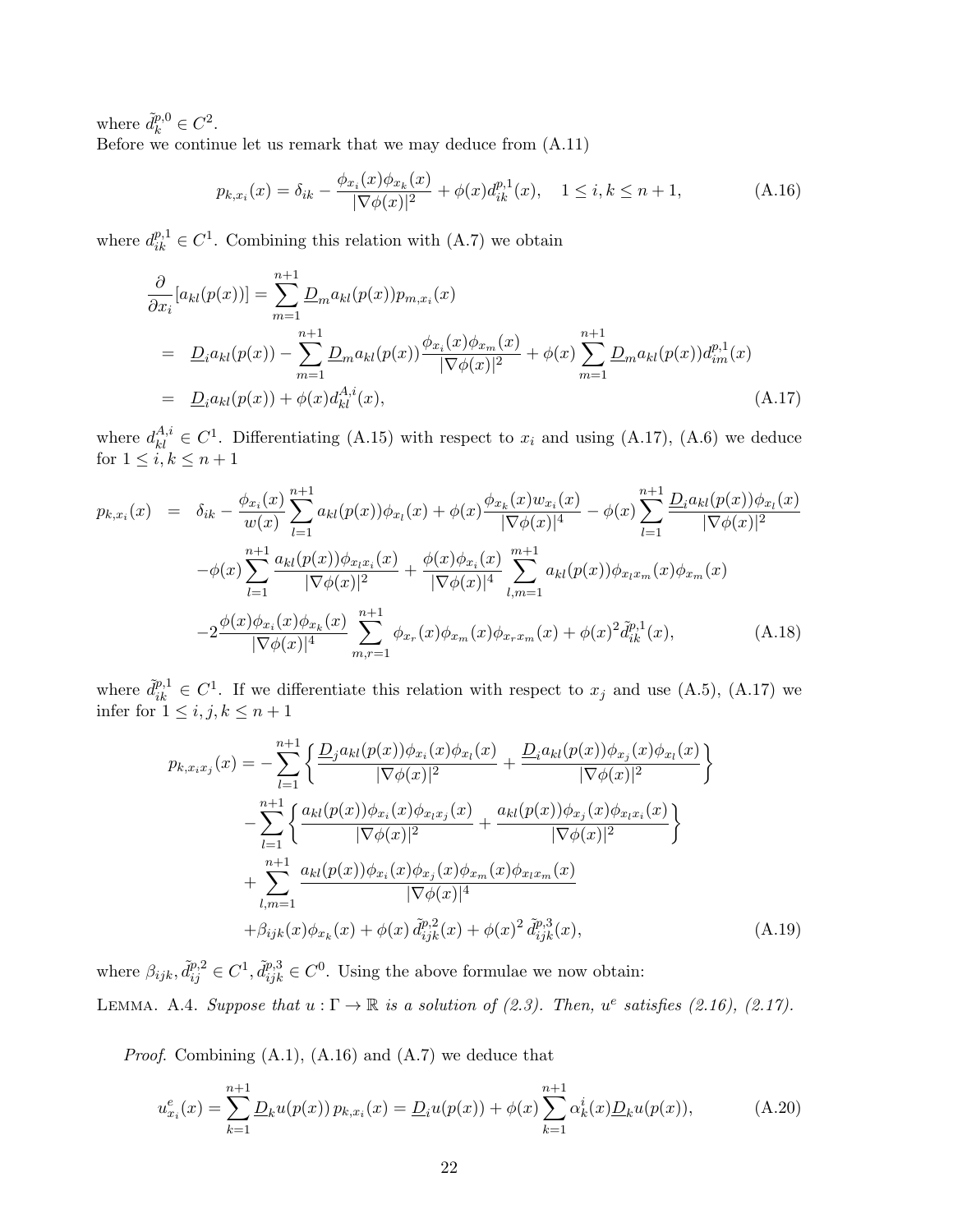where $\tilde{d}^{p,0}_k \in C^2$.
Before we continue let us remark that we may deduce from (A.11)

$$p_{k,x_i}(x) = \delta_{ik} - \frac{\phi_{x_i}(x)\phi_{x_k}(x)}{|\nabla\phi(x)|^2} + \phi(x) d^{p,1}_{ik}(x), \quad 1 \le i,k \le n+1, \tag{A.16}$$

where $d^{p,1}_{ik} \in C^1$. Combining this relation with (A.7) we obtain

$$\begin{aligned}
\frac{\partial}{\partial x_i}[a_{kl}(p(x))] &= \sum_{m=1}^{n+1} \underline{D}_m a_{kl}(p(x)) p_{m,x_i}(x) \\
&= \underline{D}_i a_{kl}(p(x)) - \sum_{m=1}^{n+1} \underline{D}_m a_{kl}(p(x)) \frac{\phi_{x_i}(x)\phi_{x_m}(x)}{|\nabla\phi(x)|^2} + \phi(x) \sum_{m=1}^{n+1} \underline{D}_m a_{kl}(p(x)) d^{p,1}_{im}(x) \\
&= \underline{D}_i a_{kl}(p(x)) + \phi(x) d^{A,i}_{kl}(x),
\end{aligned} \tag{A.17}$$

where $d^{A,i}_{kl} \in C^1$. Differentiating (A.15) with respect to $x_i$ and using (A.17), (A.6) we deduce for $1 \le i,k \le n+1$

$$\begin{aligned}
p_{k,x_i}(x) &= \delta_{ik} - \frac{\phi_{x_i}(x)}{w(x)} \sum_{l=1}^{n+1} a_{kl}(p(x))\phi_{x_l}(x) + \phi(x) \frac{\phi_{x_k}(x) w_{x_i}(x)}{|\nabla\phi(x)|^4} - \phi(x) \sum_{l=1}^{n+1} \frac{\underline{D}_i a_{kl}(p(x))\phi_{x_l}(x)}{|\nabla\phi(x)|^2} \\
&\quad - \phi(x) \sum_{l=1}^{n+1} \frac{a_{kl}(p(x))\phi_{x_l x_i}(x)}{|\nabla\phi(x)|^2} + \frac{\phi(x)\phi_{x_i}(x)}{|\nabla\phi(x)|^4} \sum_{l,m=1}^{m+1} a_{kl}(p(x))\phi_{x_l x_m}(x)\phi_{x_m}(x) \\
&\quad - 2\frac{\phi(x)\phi_{x_i}(x)\phi_{x_k}(x)}{|\nabla\phi(x)|^4} \sum_{m,r=1}^{n+1} \phi_{x_r}(x)\phi_{x_m}(x)\phi_{x_r x_m}(x) + \phi(x)^2 \tilde{d}^{p,1}_{ik}(x),
\end{aligned} \tag{A.18}$$

where $\tilde{d}^{p,1}_{ik} \in C^1$. If we differentiate this relation with respect to $x_j$ and use (A.5), (A.17) we infer for $1 \le i,j,k \le n+1$

$$\begin{aligned}
p_{k,x_i x_j}(x) &= -\sum_{l=1}^{n+1} \left\{ \frac{\underline{D}_j a_{kl}(p(x))\phi_{x_i}(x)\phi_{x_l}(x)}{|\nabla\phi(x)|^2} + \frac{\underline{D}_i a_{kl}(p(x))\phi_{x_j}(x)\phi_{x_l}(x)}{|\nabla\phi(x)|^2} \right\} \\
&\quad - \sum_{l=1}^{n+1} \left\{ \frac{a_{kl}(p(x))\phi_{x_i}(x)\phi_{x_l x_j}(x)}{|\nabla\phi(x)|^2} + \frac{a_{kl}(p(x))\phi_{x_j}(x)\phi_{x_l x_i}(x)}{|\nabla\phi(x)|^2} \right\} \\
&\quad + \sum_{l,m=1}^{n+1} \frac{a_{kl}(p(x))\phi_{x_i}(x)\phi_{x_j}(x)\phi_{x_m}(x)\phi_{x_l x_m}(x)}{|\nabla\phi(x)|^4} \\
&\quad + \beta_{ijk}(x)\phi_{x_k}(x) + \phi(x)\, \tilde{d}^{p,2}_{ijk}(x) + \phi(x)^2\, \tilde{d}^{p,3}_{ijk}(x),
\end{aligned} \tag{A.19}$$

where $\beta_{ijk}, \tilde{d}^{p,2}_{ij} \in C^1, \tilde{d}^{p,3}_{ijk} \in C^0$. Using the above formulae we now obtain:

Lemma. A.4. *Suppose that $u : \Gamma \to \mathbb{R}$ is a solution of (2.3). Then, $u^e$ satisfies (2.16), (2.17).*

*Proof.* Combining (A.1), (A.16) and (A.7) we deduce that

$$u^e_{x_i}(x) = \sum_{k=1}^{n+1} \underline{D}_k u(p(x))\, p_{k,x_i}(x) = \underline{D}_i u(p(x)) + \phi(x) \sum_{k=1}^{n+1} \alpha^i_k(x) \underline{D}_k u(p(x)), \tag{A.20}$$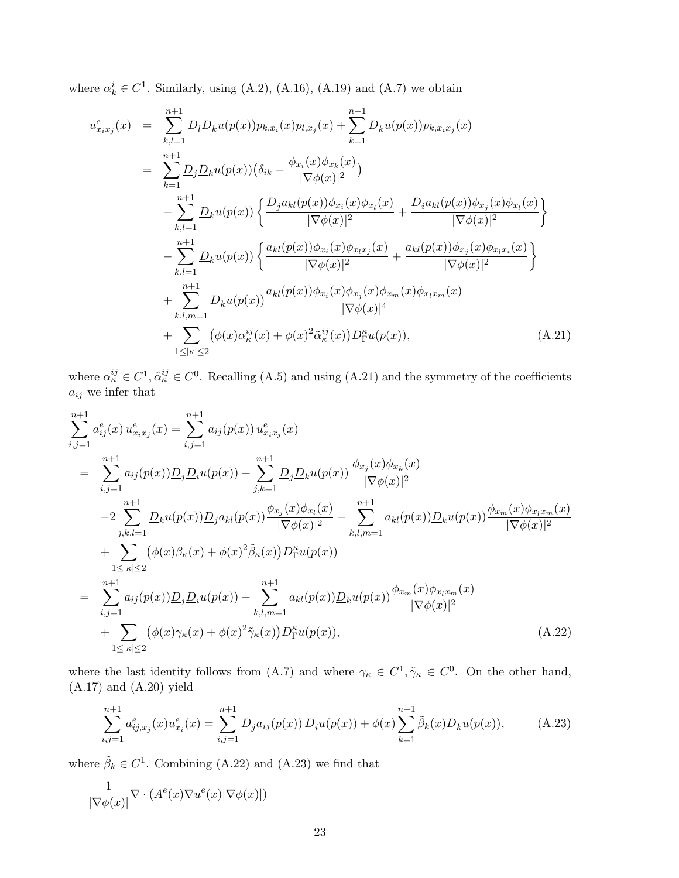where $\alpha_k^i \in C^1$. Similarly, using (A.2), (A.16), (A.19) and (A.7) we obtain

$$
\begin{aligned}
u^e_{x_i x_j}(x) &= \sum_{k,l=1}^{n+1} \underline{D}_l \underline{D}_k u(p(x)) p_{k,x_i}(x) p_{l,x_j}(x) + \sum_{k=1}^{n+1} \underline{D}_k u(p(x)) p_{k,x_i x_j}(x) \\
&= \sum_{k=1}^{n+1} \underline{D}_j \underline{D}_k u(p(x)) \big( \delta_{ik} - \frac{\phi_{x_i}(x)\phi_{x_k}(x)}{|\nabla \phi(x)|^2} \big) \\
&\quad - \sum_{k,l=1}^{n+1} \underline{D}_k u(p(x)) \left\{ \frac{\underline{D}_j a_{kl}(p(x)) \phi_{x_i}(x) \phi_{x_l}(x)}{|\nabla \phi(x)|^2} + \frac{\underline{D}_i a_{kl}(p(x)) \phi_{x_j}(x) \phi_{x_l}(x)}{|\nabla \phi(x)|^2} \right\} \\
&\quad - \sum_{k,l=1}^{n+1} \underline{D}_k u(p(x)) \left\{ \frac{a_{kl}(p(x)) \phi_{x_i}(x) \phi_{x_l x_j}(x)}{|\nabla \phi(x)|^2} + \frac{a_{kl}(p(x)) \phi_{x_j}(x) \phi_{x_l x_i}(x)}{|\nabla \phi(x)|^2} \right\} \\
&\quad + \sum_{k,l,m=1}^{n+1} \underline{D}_k u(p(x)) \frac{a_{kl}(p(x)) \phi_{x_i}(x) \phi_{x_j}(x) \phi_{x_m}(x) \phi_{x_l x_m}(x)}{|\nabla \phi(x)|^4} \\
&\quad + \sum_{1 \le |\kappa| \le 2} \big( \phi(x) \alpha_\kappa^{ij}(x) + \phi(x)^2 \tilde{\alpha}_\kappa^{ij}(x) \big) D_\Gamma^\kappa u(p(x)),
\end{aligned} \tag{A.21}
$$

where $\alpha_\kappa^{ij} \in C^1, \tilde{\alpha}_\kappa^{ij} \in C^0$. Recalling (A.5) and using (A.21) and the symmetry of the coefficients $a_{ij}$ we infer that

$$
\begin{aligned}
&\sum_{i,j=1}^{n+1} a^e_{ij}(x)\, u^e_{x_i x_j}(x) = \sum_{i,j=1}^{n+1} a_{ij}(p(x))\, u^e_{x_i x_j}(x) \\
&= \sum_{i,j=1}^{n+1} a_{ij}(p(x)) \underline{D}_j \underline{D}_i u(p(x)) - \sum_{j,k=1}^{n+1} \underline{D}_j \underline{D}_k u(p(x)) \, \frac{\phi_{x_j}(x)\phi_{x_k}(x)}{|\nabla \phi(x)|^2} \\
&\quad -2 \sum_{j,k,l=1}^{n+1} \underline{D}_k u(p(x)) \underline{D}_j a_{kl}(p(x)) \frac{\phi_{x_j}(x)\phi_{x_l}(x)}{|\nabla \phi(x)|^2} - \sum_{k,l,m=1}^{n+1} a_{kl}(p(x)) \underline{D}_k u(p(x)) \frac{\phi_{x_m}(x)\phi_{x_l x_m}(x)}{|\nabla \phi(x)|^2} \\
&\quad + \sum_{1 \le |\kappa| \le 2} \big( \phi(x) \beta_\kappa(x) + \phi(x)^2 \tilde{\beta}_\kappa(x) \big) D_\Gamma^\kappa u(p(x)) \\
&= \sum_{i,j=1}^{n+1} a_{ij}(p(x)) \underline{D}_j \underline{D}_i u(p(x)) - \sum_{k,l,m=1}^{n+1} a_{kl}(p(x)) \underline{D}_k u(p(x)) \frac{\phi_{x_m}(x)\phi_{x_l x_m}(x)}{|\nabla \phi(x)|^2} \\
&\quad + \sum_{1 \le |\kappa| \le 2} \big( \phi(x) \gamma_\kappa(x) + \phi(x)^2 \tilde{\gamma}_\kappa(x) \big) D_\Gamma^\kappa u(p(x)),
\end{aligned} \tag{A.22}
$$

where the last identity follows from (A.7) and where $\gamma_\kappa \in C^1, \tilde{\gamma}_\kappa \in C^0$. On the other hand, (A.17) and (A.20) yield

$$
\sum_{i,j=1}^{n+1} a^e_{ij,x_j}(x) u^e_{x_i}(x) = \sum_{i,j=1}^{n+1} \underline{D}_j a_{ij}(p(x))\, \underline{D}_i u(p(x)) + \phi(x) \sum_{k=1}^{n+1} \tilde{\beta}_k(x) \underline{D}_k u(p(x)), \tag{A.23}
$$

where $\tilde{\beta}_k \in C^1$. Combining (A.22) and (A.23) we find that

$$
\frac{1}{|\nabla \phi(x)|} \nabla \cdot \left( A^e(x) \nabla u^e(x) |\nabla \phi(x)| \right)
$$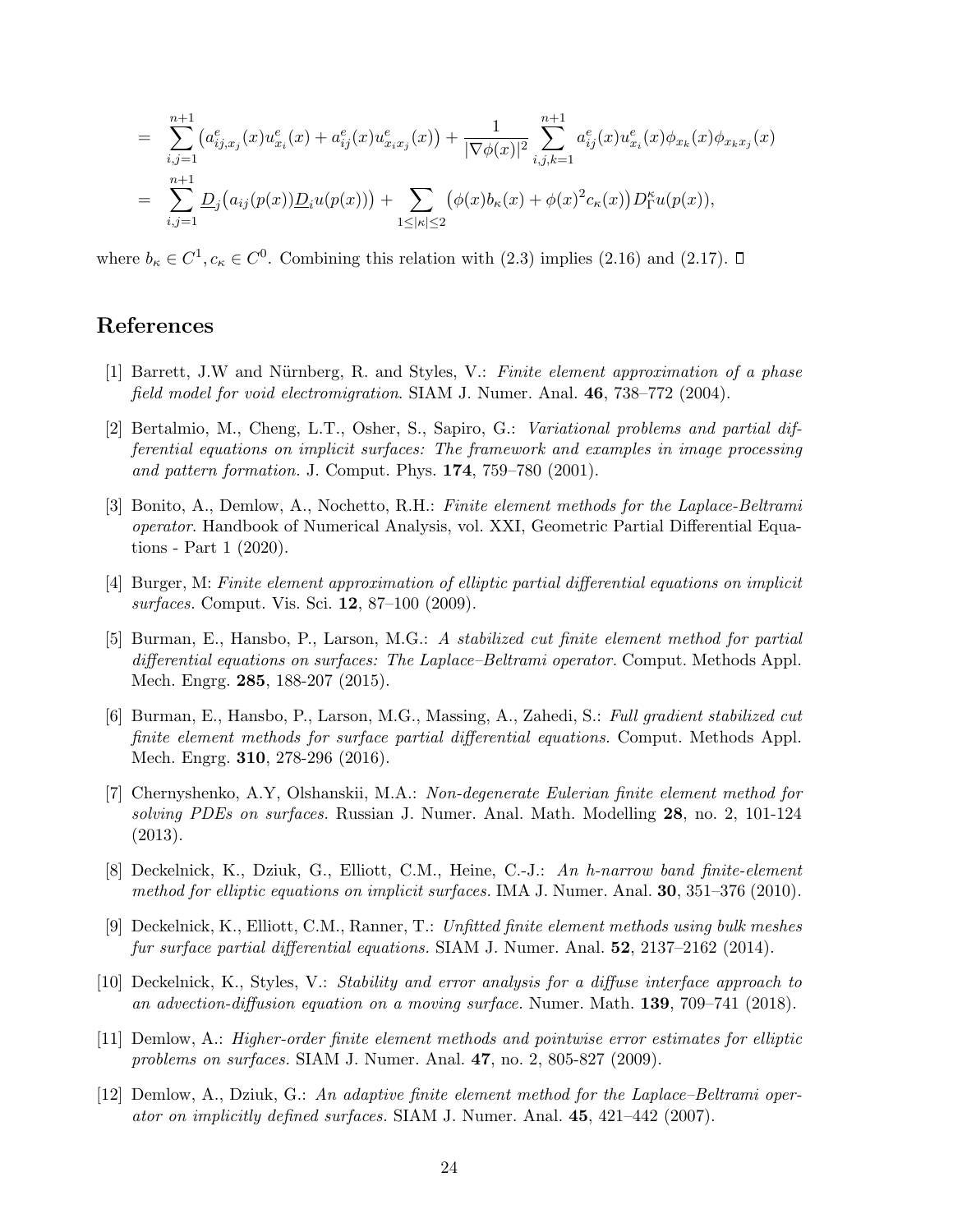$$
\begin{aligned}
&= \sum_{i,j=1}^{n+1} \big( a^e_{ij,x_j}(x) u^e_{x_i}(x) + a^e_{ij}(x) u^e_{x_i x_j}(x) \big) + \frac{1}{|\nabla \phi(x)|^2} \sum_{i,j,k=1}^{n+1} a^e_{ij}(x) u^e_{x_i}(x) \phi_{x_k}(x) \phi_{x_k x_j}(x) \\
&= \sum_{i,j=1}^{n+1} \underline{D}_j \big( a_{ij}(p(x)) \underline{D}_i u(p(x)) \big) + \sum_{1 \leq |\kappa| \leq 2} \big( \phi(x) b_\kappa(x) + \phi(x)^2 c_\kappa(x) \big) D^\kappa_\Gamma u(p(x)),
\end{aligned}
$$

where $b_\kappa \in C^1, c_\kappa \in C^0$. Combining this relation with (2.3) implies (2.16) and (2.17). □

# References

[1] Barrett, J.W and Nürnberg, R. and Styles, V.: *Finite element approximation of a phase field model for void electromigration*. SIAM J. Numer. Anal. **46**, 738–772 (2004).

[2] Bertalmio, M., Cheng, L.T., Osher, S., Sapiro, G.: *Variational problems and partial differential equations on implicit surfaces: The framework and examples in image processing and pattern formation.* J. Comput. Phys. **174**, 759–780 (2001).

[3] Bonito, A., Demlow, A., Nochetto, R.H.: *Finite element methods for the Laplace-Beltrami operator*. Handbook of Numerical Analysis, vol. XXI, Geometric Partial Differential Equations - Part 1 (2020).

[4] Burger, M: *Finite element approximation of elliptic partial differential equations on implicit surfaces.* Comput. Vis. Sci. **12**, 87–100 (2009).

[5] Burman, E., Hansbo, P., Larson, M.G.: *A stabilized cut finite element method for partial differential equations on surfaces: The Laplace–Beltrami operator.* Comput. Methods Appl. Mech. Engrg. **285**, 188-207 (2015).

[6] Burman, E., Hansbo, P., Larson, M.G., Massing, A., Zahedi, S.: *Full gradient stabilized cut finite element methods for surface partial differential equations.* Comput. Methods Appl. Mech. Engrg. **310**, 278-296 (2016).

[7] Chernyshenko, A.Y, Olshanskii, M.A.: *Non-degenerate Eulerian finite element method for solving PDEs on surfaces.* Russian J. Numer. Anal. Math. Modelling **28**, no. 2, 101-124 (2013).

[8] Deckelnick, K., Dziuk, G., Elliott, C.M., Heine, C.-J.: *An h-narrow band finite-element method for elliptic equations on implicit surfaces.* IMA J. Numer. Anal. **30**, 351–376 (2010).

[9] Deckelnick, K., Elliott, C.M., Ranner, T.: *Unfitted finite element methods using bulk meshes fur surface partial differential equations.* SIAM J. Numer. Anal. **52**, 2137–2162 (2014).

[10] Deckelnick, K., Styles, V.: *Stability and error analysis for a diffuse interface approach to an advection-diffusion equation on a moving surface.* Numer. Math. **139**, 709–741 (2018).

[11] Demlow, A.: *Higher-order finite element methods and pointwise error estimates for elliptic problems on surfaces.* SIAM J. Numer. Anal. **47**, no. 2, 805-827 (2009).

[12] Demlow, A., Dziuk, G.: *An adaptive finite element method for the Laplace–Beltrami operator on implicitly defined surfaces.* SIAM J. Numer. Anal. **45**, 421–442 (2007).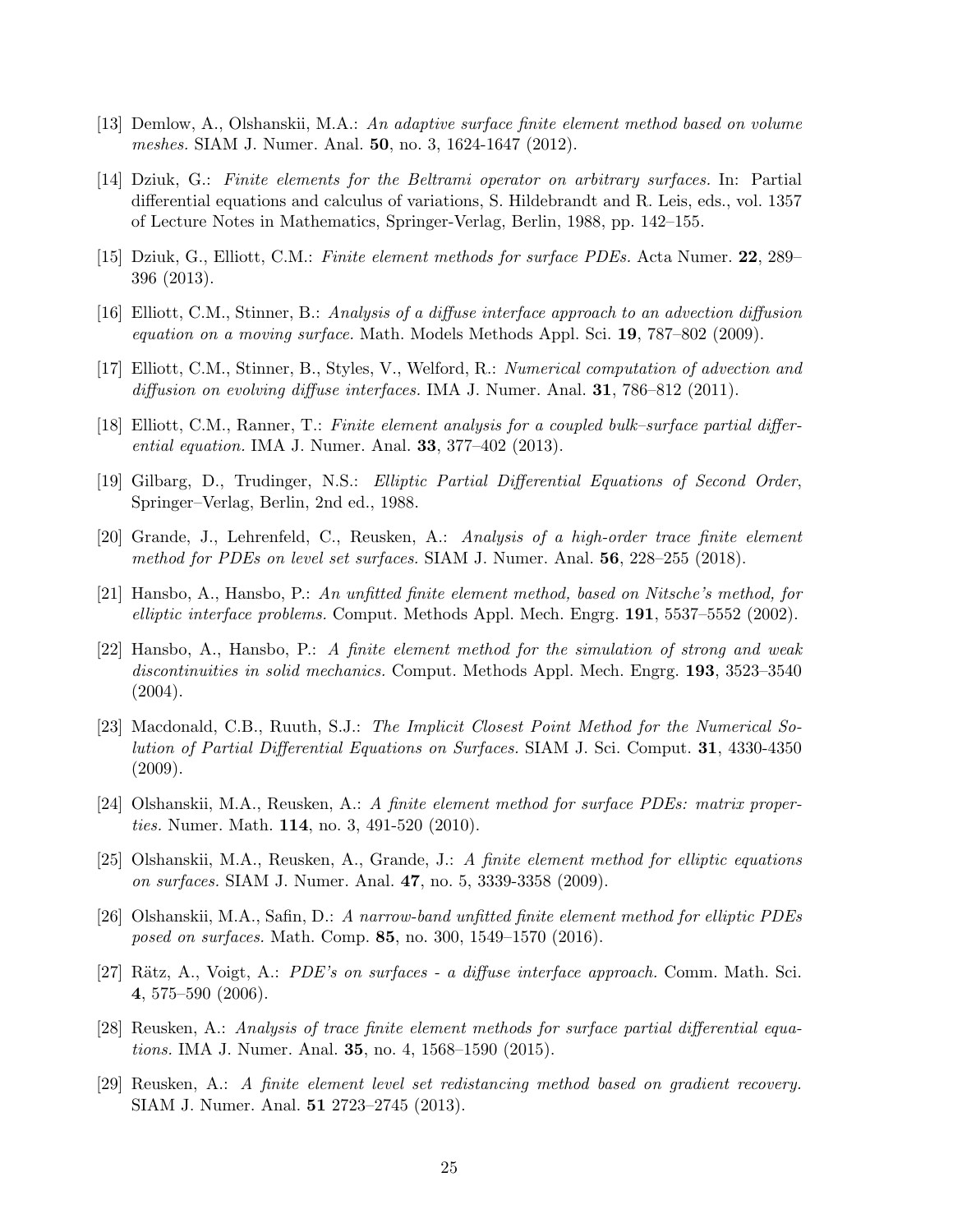[13] Demlow, A., Olshanskii, M.A.: *An adaptive surface finite element method based on volume meshes.* SIAM J. Numer. Anal. **50**, no. 3, 1624-1647 (2012).

[14] Dziuk, G.: *Finite elements for the Beltrami operator on arbitrary surfaces.* In: Partial differential equations and calculus of variations, S. Hildebrandt and R. Leis, eds., vol. 1357 of Lecture Notes in Mathematics, Springer-Verlag, Berlin, 1988, pp. 142–155.

[15] Dziuk, G., Elliott, C.M.: *Finite element methods for surface PDEs.* Acta Numer. **22**, 289–396 (2013).

[16] Elliott, C.M., Stinner, B.: *Analysis of a diffuse interface approach to an advection diffusion equation on a moving surface.* Math. Models Methods Appl. Sci. **19**, 787–802 (2009).

[17] Elliott, C.M., Stinner, B., Styles, V., Welford, R.: *Numerical computation of advection and diffusion on evolving diffuse interfaces.* IMA J. Numer. Anal. **31**, 786–812 (2011).

[18] Elliott, C.M., Ranner, T.: *Finite element analysis for a coupled bulk–surface partial differential equation.* IMA J. Numer. Anal. **33**, 377–402 (2013).

[19] Gilbarg, D., Trudinger, N.S.: *Elliptic Partial Differential Equations of Second Order*, Springer–Verlag, Berlin, 2nd ed., 1988.

[20] Grande, J., Lehrenfeld, C., Reusken, A.: *Analysis of a high-order trace finite element method for PDEs on level set surfaces.* SIAM J. Numer. Anal. **56**, 228–255 (2018).

[21] Hansbo, A., Hansbo, P.: *An unfitted finite element method, based on Nitsche's method, for elliptic interface problems.* Comput. Methods Appl. Mech. Engrg. **191**, 5537–5552 (2002).

[22] Hansbo, A., Hansbo, P.: *A finite element method for the simulation of strong and weak discontinuities in solid mechanics.* Comput. Methods Appl. Mech. Engrg. **193**, 3523–3540 (2004).

[23] Macdonald, C.B., Ruuth, S.J.: *The Implicit Closest Point Method for the Numerical Solution of Partial Differential Equations on Surfaces.* SIAM J. Sci. Comput. **31**, 4330-4350 (2009).

[24] Olshanskii, M.A., Reusken, A.: *A finite element method for surface PDEs: matrix properties.* Numer. Math. **114**, no. 3, 491-520 (2010).

[25] Olshanskii, M.A., Reusken, A., Grande, J.: *A finite element method for elliptic equations on surfaces.* SIAM J. Numer. Anal. **47**, no. 5, 3339-3358 (2009).

[26] Olshanskii, M.A., Safin, D.: *A narrow-band unfitted finite element method for elliptic PDEs posed on surfaces.* Math. Comp. **85**, no. 300, 1549–1570 (2016).

[27] Rätz, A., Voigt, A.: *PDE's on surfaces - a diffuse interface approach.* Comm. Math. Sci. **4**, 575–590 (2006).

[28] Reusken, A.: *Analysis of trace finite element methods for surface partial differential equations.* IMA J. Numer. Anal. **35**, no. 4, 1568–1590 (2015).

[29] Reusken, A.: *A finite element level set redistancing method based on gradient recovery.* SIAM J. Numer. Anal. **51** 2723–2745 (2013).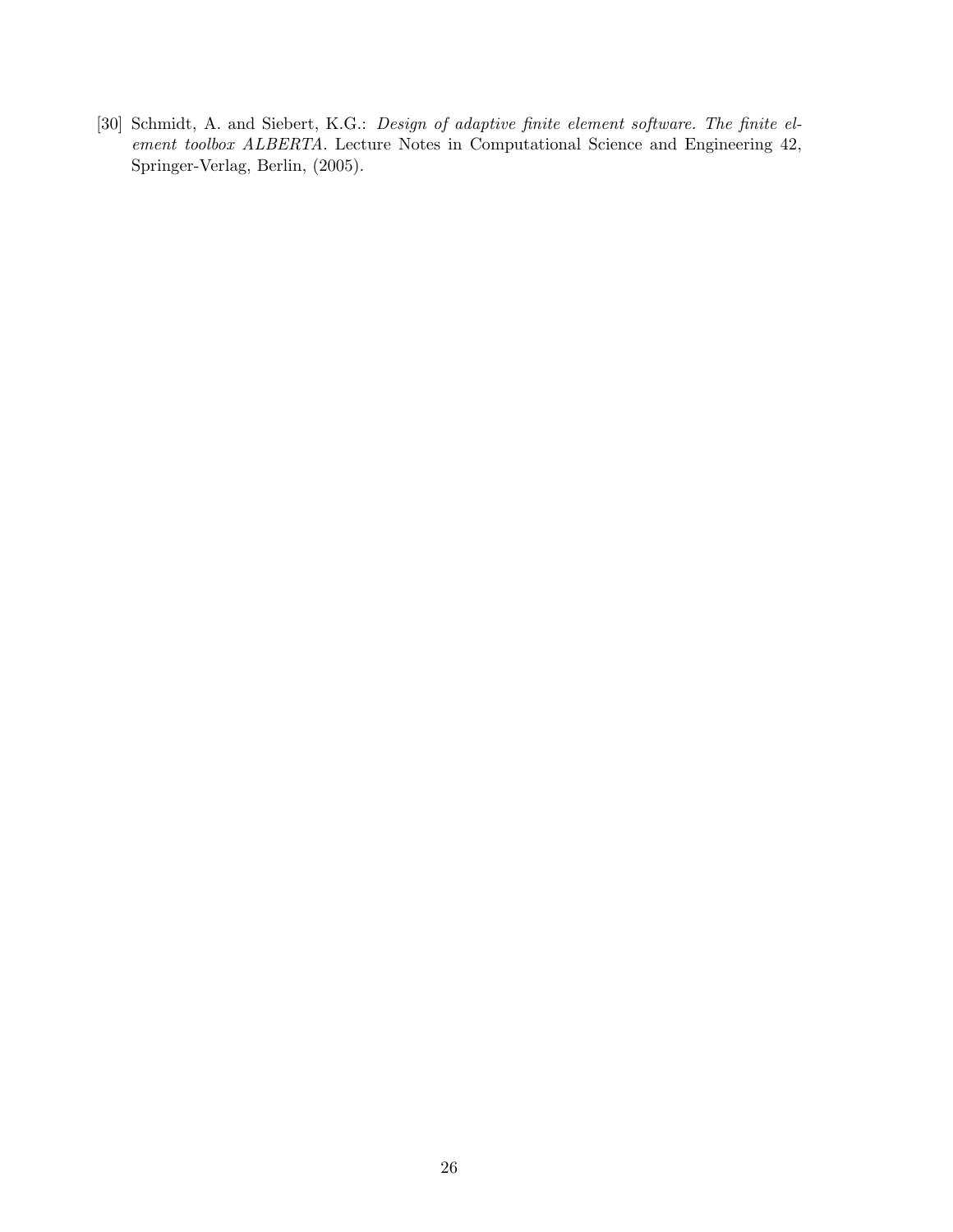[30] Schmidt, A. and Siebert, K.G.: *Design of adaptive finite element software. The finite element toolbox ALBERTA*. Lecture Notes in Computational Science and Engineering 42, Springer-Verlag, Berlin, (2005).